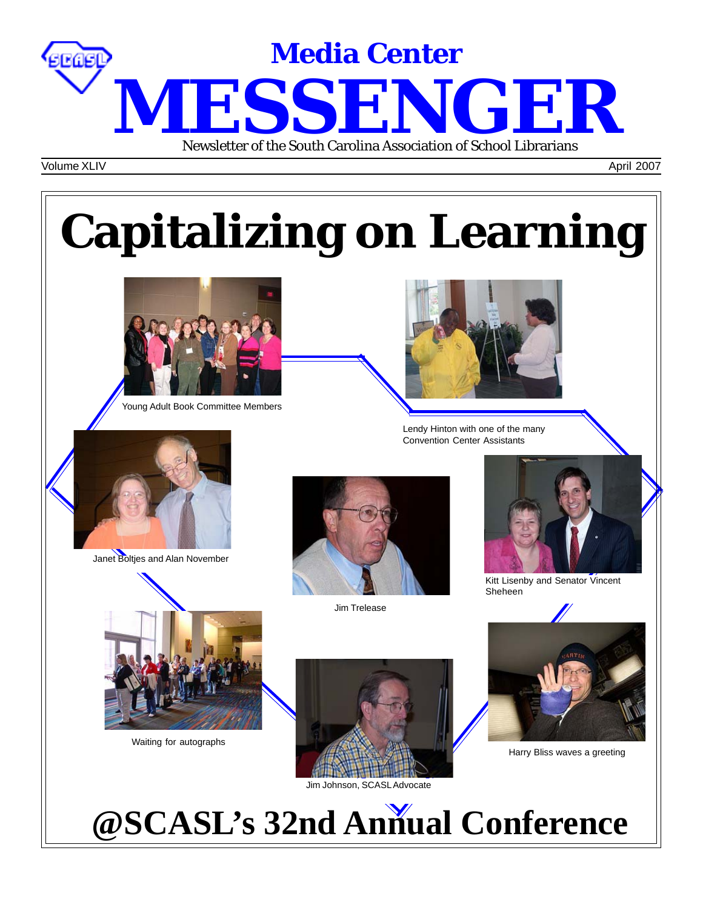# Media Center MESSENGER

Newsletter of the South Carolina Association of School Librarians

Volume XLIV

April 2007

# Capitalizing on Learning

Young Adult Book Committee Members

Lendy Hinton with one of the many Convention Center Assistants

Janet Boltjes and Alan November

Jim Trelease

Kitt Lisenby and Senator Vincent Sheheen

Waiting for autographs

Jim Johnson, SCASL Advocate

Harry Bliss waves a greeting

# @SCASL's 32nd Annual Conference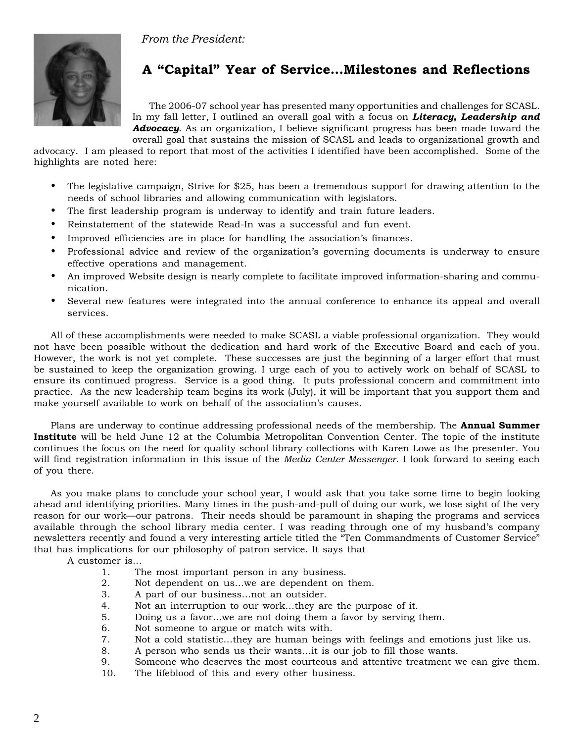*From the President:*

## A "Capital" Year of Service…Milestones and Reflections

The 2006-07 school year has presented many opportunities and challenges for SCASL. In my fall letter, I outlined an overall goal with a focus on ***Literacy, Leadership and Advocacy***. As an organization, I believe significant progress has been made toward the overall goal that sustains the mission of SCASL and leads to organizational growth and advocacy. I am pleased to report that most of the activities I identified have been accomplished. Some of the highlights are noted here:

- The legislative campaign, Strive for $25, has been a tremendous support for drawing attention to the needs of school libraries and allowing communication with legislators.
- The first leadership program is underway to identify and train future leaders.
- Reinstatement of the statewide Read-In was a successful and fun event.
- Improved efficiencies are in place for handling the association's finances.
- Professional advice and review of the organization's governing documents is underway to ensure effective operations and management.
- An improved Website design is nearly complete to facilitate improved information-sharing and communication.
- Several new features were integrated into the annual conference to enhance its appeal and overall services.

All of these accomplishments were needed to make SCASL a viable professional organization. They would not have been possible without the dedication and hard work of the Executive Board and each of you. However, the work is not yet complete. These successes are just the beginning of a larger effort that must be sustained to keep the organization growing. I urge each of you to actively work on behalf of SCASL to ensure its continued progress. Service is a good thing. It puts professional concern and commitment into practice. As the new leadership team begins its work (July), it will be important that you support them and make yourself available to work on behalf of the association's causes.

Plans are underway to continue addressing professional needs of the membership. The **Annual Summer Institute** will be held June 12 at the Columbia Metropolitan Convention Center. The topic of the institute continues the focus on the need for quality school library collections with Karen Lowe as the presenter. You will find registration information in this issue of the *Media Center Messenger*. I look forward to seeing each of you there.

As you make plans to conclude your school year, I would ask that you take some time to begin looking ahead and identifying priorities. Many times in the push-and-pull of doing our work, we lose sight of the very reason for our work—our patrons. Their needs should be paramount in shaping the programs and services available through the school library media center. I was reading through one of my husband's company newsletters recently and found a very interesting article titled the "Ten Commandments of Customer Service" that has implications for our philosophy of patron service. It says that

A customer is…

1. The most important person in any business.
2. Not dependent on us…we are dependent on them.
3. A part of our business…not an outsider.
4. Not an interruption to our work…they are the purpose of it.
5. Doing us a favor…we are not doing them a favor by serving them.
6. Not someone to argue or match wits with.
7. Not a cold statistic…they are human beings with feelings and emotions just like us.
8. A person who sends us their wants…it is our job to fill those wants.
9. Someone who deserves the most courteous and attentive treatment we can give them.
10. The lifeblood of this and every other business.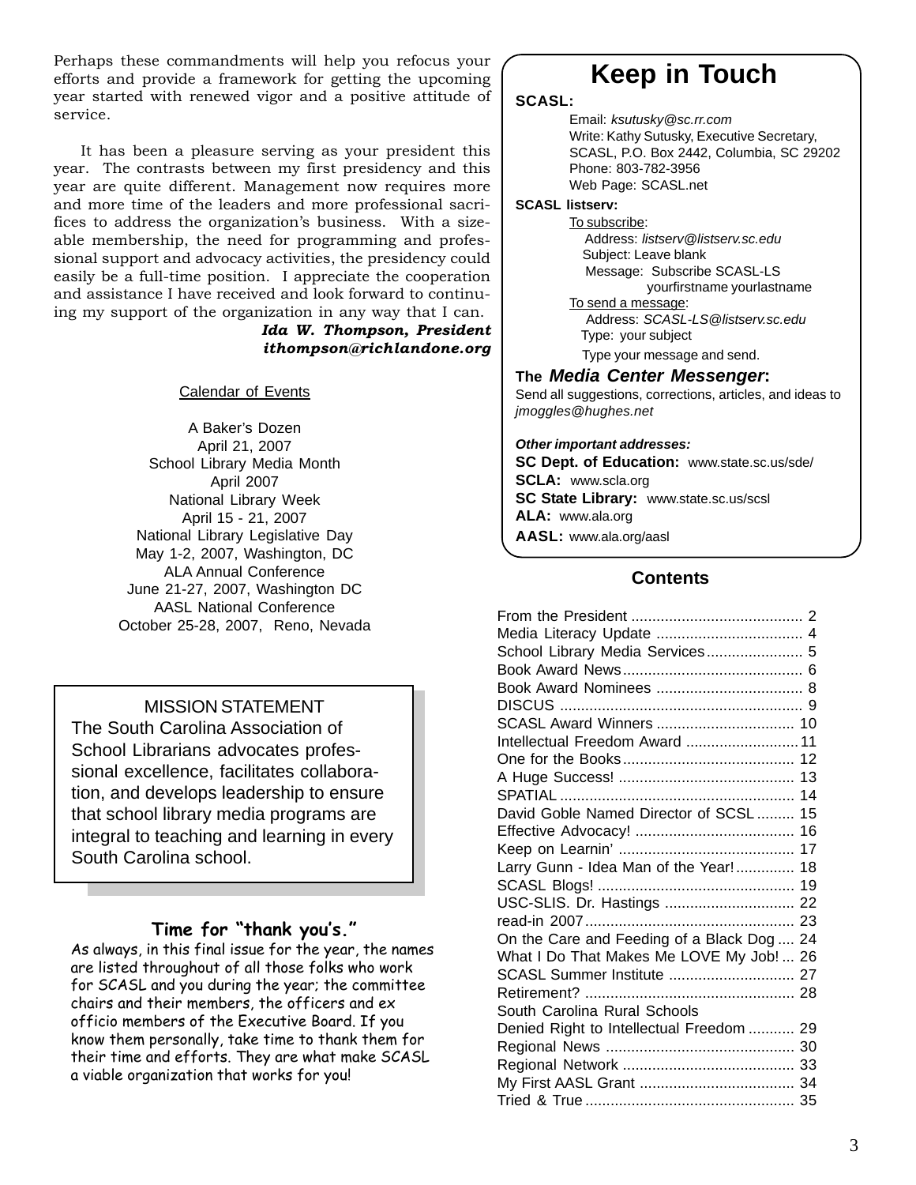Perhaps these commandments will help you refocus your efforts and provide a framework for getting the upcoming year started with renewed vigor and a positive attitude of service.

It has been a pleasure serving as your president this year. The contrasts between my first presidency and this year are quite different. Management now requires more and more time of the leaders and more professional sacrifices to address the organization's business. With a sizeable membership, the need for programming and professional support and advocacy activities, the presidency could easily be a full-time position. I appreciate the cooperation and assistance I have received and look forward to continuing my support of the organization in any way that I can.

***Ida W. Thompson, President***
***ithompson@richlandone.org***

Calendar of Events

A Baker's Dozen
April 21, 2007
School Library Media Month
April 2007
National Library Week
April 15 - 21, 2007
National Library Legislative Day
May 1-2, 2007, Washington, DC
ALA Annual Conference
June 21-27, 2007, Washington DC
AASL National Conference
October 25-28, 2007, Reno, Nevada

MISSION STATEMENT

The South Carolina Association of School Librarians advocates professional excellence, facilitates collaboration, and develops leadership to ensure that school library media programs are integral to teaching and learning in every South Carolina school.

## Time for "thank you's."

As always, in this final issue for the year, the names are listed throughout of all those folks who work for SCASL and you during the year; the committee chairs and their members, the officers and ex officio members of the Executive Board. If you know them personally, take time to thank them for their time and efforts. They are what make SCASL a viable organization that works for you!

# Keep in Touch

**SCASL:**

Email: *ksutusky@sc.rr.com*
Write: Kathy Sutusky, Executive Secretary, SCASL, P.O. Box 2442, Columbia, SC 29202
Phone: 803-782-3956
Web Page: SCASL.net

**SCASL listserv:**

To subscribe:
Address: *listserv@listserv.sc.edu*
Subject: Leave blank
Message: Subscribe SCASL-LS yourfirstname yourlastname

To send a message:
Address: *SCASL-LS@listserv.sc.edu*
Type: your subject
Type your message and send.

**The *Media Center Messenger*:**

Send all suggestions, corrections, articles, and ideas to *jmoggles@hughes.net*

***Other important addresses:***

**SC Dept. of Education:** www.state.sc.us/sde/
**SCLA:** www.scla.org
**SC State Library:** www.state.sc.us/scsl
**ALA:** www.ala.org
**AASL:** www.ala.org/aasl

## Contents

| | |
|---|---|
| From the President | 2 |
| Media Literacy Update | 4 |
| School Library Media Services | 5 |
| Book Award News | 6 |
| Book Award Nominees | 8 |
| DISCUS | 9 |
| SCASL Award Winners | 10 |
| Intellectual Freedom Award | 11 |
| One for the Books | 12 |
| A Huge Success! | 13 |
| SPATIAL | 14 |
| David Goble Named Director of SCSL | 15 |
| Effective Advocacy! | 16 |
| Keep on Learnin' | 17 |
| Larry Gunn - Idea Man of the Year! | 18 |
| SCASL Blogs! | 19 |
| USC-SLIS. Dr. Hastings | 22 |
| read-in 2007 | 23 |
| On the Care and Feeding of a Black Dog | 24 |
| What I Do That Makes Me LOVE My Job! | 26 |
| SCASL Summer Institute | 27 |
| Retirement? | 28 |
| South Carolina Rural Schools Denied Right to Intellectual Freedom | 29 |
| Regional News | 30 |
| Regional Network | 33 |
| My First AASL Grant | 34 |
| Tried & True | 35 |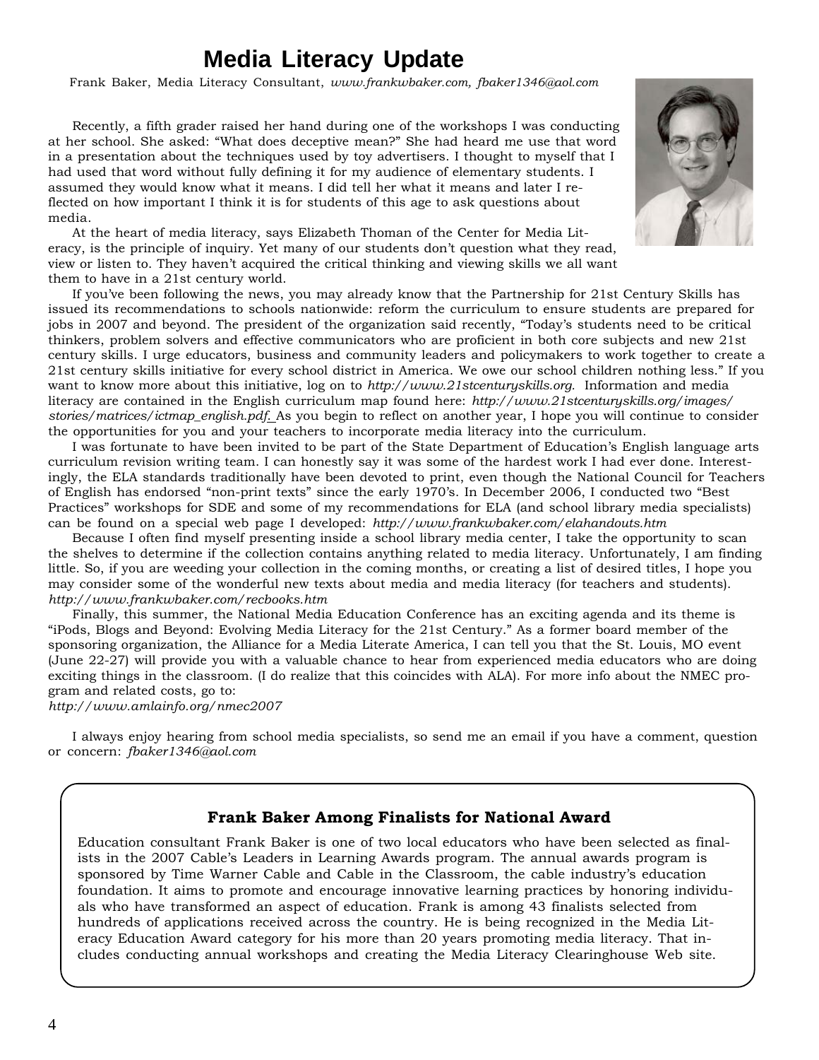# Media Literacy Update

Frank Baker, Media Literacy Consultant, *www.frankwbaker.com, fbaker1346@aol.com*

Recently, a fifth grader raised her hand during one of the workshops I was conducting at her school. She asked: "What does deceptive mean?" She had heard me use that word in a presentation about the techniques used by toy advertisers. I thought to myself that I had used that word without fully defining it for my audience of elementary students. I assumed they would know what it means. I did tell her what it means and later I reflected on how important I think it is for students of this age to ask questions about media.

At the heart of media literacy, says Elizabeth Thoman of the Center for Media Literacy, is the principle of inquiry. Yet many of our students don't question what they read, view or listen to. They haven't acquired the critical thinking and viewing skills we all want them to have in a 21st century world.

If you've been following the news, you may already know that the Partnership for 21st Century Skills has issued its recommendations to schools nationwide: reform the curriculum to ensure students are prepared for jobs in 2007 and beyond. The president of the organization said recently, "Today's students need to be critical thinkers, problem solvers and effective communicators who are proficient in both core subjects and new 21st century skills. I urge educators, business and community leaders and policymakers to work together to create a 21st century skills initiative for every school district in America. We owe our school children nothing less." If you want to know more about this initiative, log on to *http://www.21stcenturyskills.org.* Information and media literacy are contained in the English curriculum map found here: *http://www.21stcenturyskills.org/images/stories/matrices/ictmap_english.pdf.* As you begin to reflect on another year, I hope you will continue to consider the opportunities for you and your teachers to incorporate media literacy into the curriculum.

I was fortunate to have been invited to be part of the State Department of Education's English language arts curriculum revision writing team. I can honestly say it was some of the hardest work I had ever done. Interestingly, the ELA standards traditionally have been devoted to print, even though the National Council for Teachers of English has endorsed "non-print texts" since the early 1970's. In December 2006, I conducted two "Best Practices" workshops for SDE and some of my recommendations for ELA (and school library media specialists) can be found on a special web page I developed: *http://www.frankwbaker.com/elahandouts.htm*

Because I often find myself presenting inside a school library media center, I take the opportunity to scan the shelves to determine if the collection contains anything related to media literacy. Unfortunately, I am finding little. So, if you are weeding your collection in the coming months, or creating a list of desired titles, I hope you may consider some of the wonderful new texts about media and media literacy (for teachers and students). *http://www.frankwbaker.com/recbooks.htm*

Finally, this summer, the National Media Education Conference has an exciting agenda and its theme is "iPods, Blogs and Beyond: Evolving Media Literacy for the 21st Century." As a former board member of the sponsoring organization, the Alliance for a Media Literate America, I can tell you that the St. Louis, MO event (June 22-27) will provide you with a valuable chance to hear from experienced media educators who are doing exciting things in the classroom. (I do realize that this coincides with ALA). For more info about the NMEC program and related costs, go to:
*http://www.amlainfo.org/nmec2007*

I always enjoy hearing from school media specialists, so send me an email if you have a comment, question or concern: *fbaker1346@aol.com*

### Frank Baker Among Finalists for National Award

Education consultant Frank Baker is one of two local educators who have been selected as finalists in the 2007 Cable's Leaders in Learning Awards program. The annual awards program is sponsored by Time Warner Cable and Cable in the Classroom, the cable industry's education foundation. It aims to promote and encourage innovative learning practices by honoring individuals who have transformed an aspect of education. Frank is among 43 finalists selected from hundreds of applications received across the country. He is being recognized in the Media Literacy Education Award category for his more than 20 years promoting media literacy. That includes conducting annual workshops and creating the Media Literacy Clearinghouse Web site.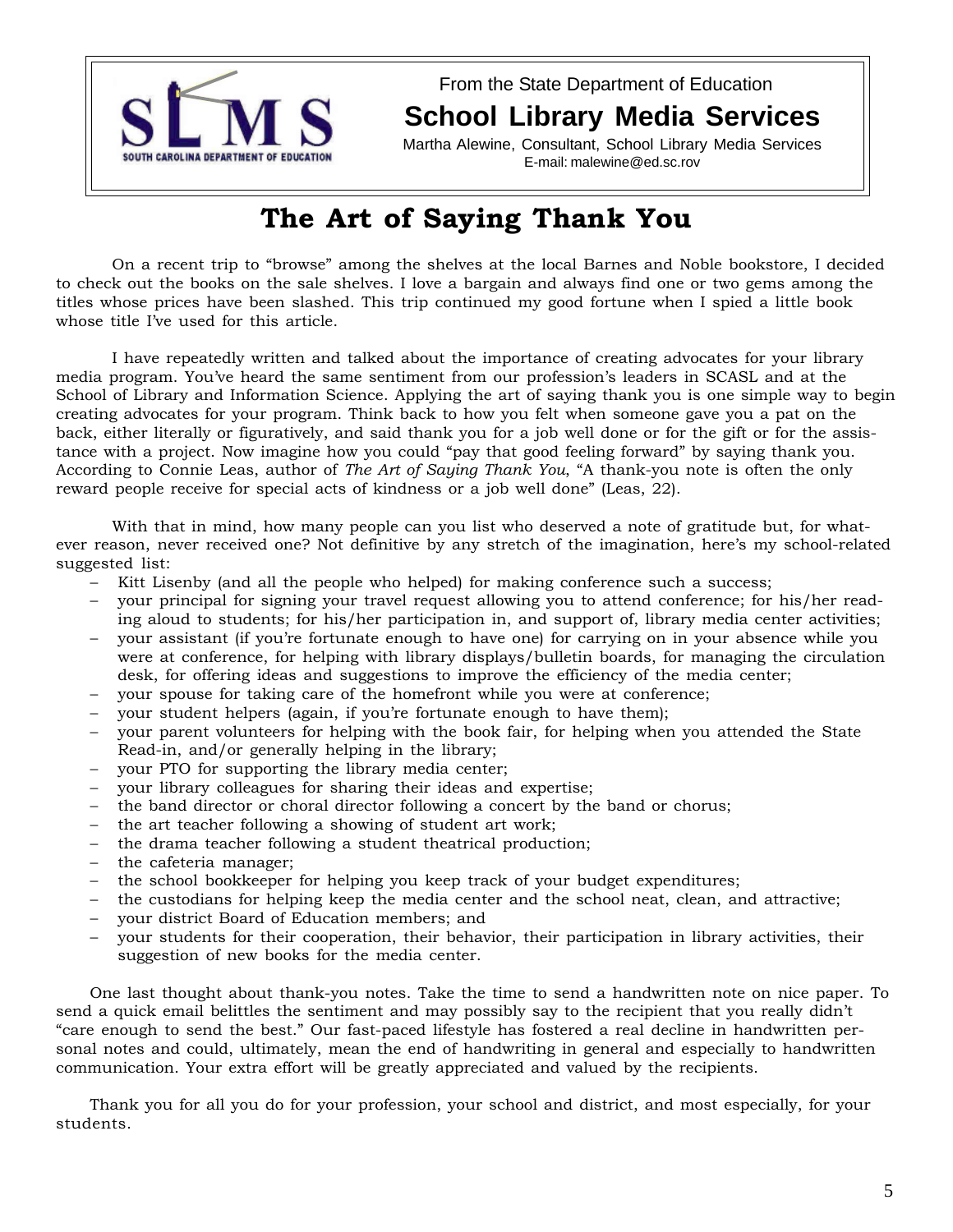From the State Department of Education

**School Library Media Services**

Martha Alewine, Consultant, School Library Media Services
E-mail: malewine@ed.sc.rov

# The Art of Saying Thank You

On a recent trip to "browse" among the shelves at the local Barnes and Noble bookstore, I decided to check out the books on the sale shelves. I love a bargain and always find one or two gems among the titles whose prices have been slashed. This trip continued my good fortune when I spied a little book whose title I've used for this article.

I have repeatedly written and talked about the importance of creating advocates for your library media program. You've heard the same sentiment from our profession's leaders in SCASL and at the School of Library and Information Science. Applying the art of saying thank you is one simple way to begin creating advocates for your program. Think back to how you felt when someone gave you a pat on the back, either literally or figuratively, and said thank you for a job well done or for the gift or for the assistance with a project. Now imagine how you could "pay that good feeling forward" by saying thank you. According to Connie Leas, author of *The Art of Saying Thank You*, "A thank-you note is often the only reward people receive for special acts of kindness or a job well done" (Leas, 22).

With that in mind, how many people can you list who deserved a note of gratitude but, for whatever reason, never received one? Not definitive by any stretch of the imagination, here's my school-related suggested list:

- Kitt Lisenby (and all the people who helped) for making conference such a success;
- your principal for signing your travel request allowing you to attend conference; for his/her reading aloud to students; for his/her participation in, and support of, library media center activities;
- your assistant (if you're fortunate enough to have one) for carrying on in your absence while you were at conference, for helping with library displays/bulletin boards, for managing the circulation desk, for offering ideas and suggestions to improve the efficiency of the media center;
- your spouse for taking care of the homefront while you were at conference;
- your student helpers (again, if you're fortunate enough to have them);
- your parent volunteers for helping with the book fair, for helping when you attended the State Read-in, and/or generally helping in the library;
- your PTO for supporting the library media center;
- your library colleagues for sharing their ideas and expertise;
- the band director or choral director following a concert by the band or chorus;
- the art teacher following a showing of student art work;
- the drama teacher following a student theatrical production;
- the cafeteria manager;
- the school bookkeeper for helping you keep track of your budget expenditures;
- the custodians for helping keep the media center and the school neat, clean, and attractive;
- your district Board of Education members; and
- your students for their cooperation, their behavior, their participation in library activities, their suggestion of new books for the media center.

One last thought about thank-you notes. Take the time to send a handwritten note on nice paper. To send a quick email belittles the sentiment and may possibly say to the recipient that you really didn't "care enough to send the best." Our fast-paced lifestyle has fostered a real decline in handwritten personal notes and could, ultimately, mean the end of handwriting in general and especially to handwritten communication. Your extra effort will be greatly appreciated and valued by the recipients.

Thank you for all you do for your profession, your school and district, and most especially, for your students.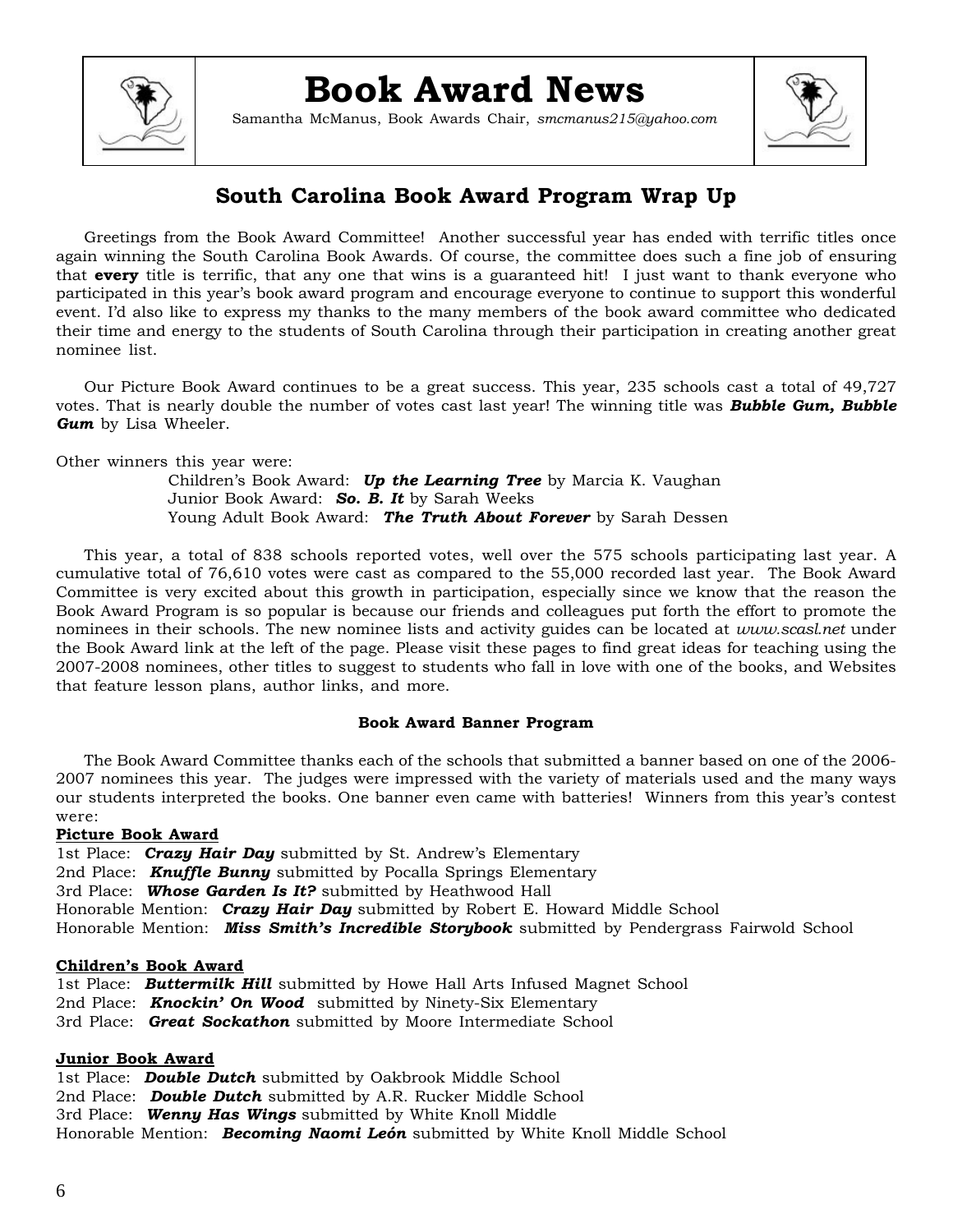# Book Award News

Samantha McManus, Book Awards Chair, *smcmanus215@yahoo.com*

## South Carolina Book Award Program Wrap Up

Greetings from the Book Award Committee! Another successful year has ended with terrific titles once again winning the South Carolina Book Awards. Of course, the committee does such a fine job of ensuring that **every** title is terrific, that any one that wins is a guaranteed hit! I just want to thank everyone who participated in this year's book award program and encourage everyone to continue to support this wonderful event. I'd also like to express my thanks to the many members of the book award committee who dedicated their time and energy to the students of South Carolina through their participation in creating another great nominee list.

Our Picture Book Award continues to be a great success. This year, 235 schools cast a total of 49,727 votes. That is nearly double the number of votes cast last year! The winning title was ***Bubble Gum, Bubble Gum*** by Lisa Wheeler.

Other winners this year were:

Children's Book Award: ***Up the Learning Tree*** by Marcia K. Vaughan
Junior Book Award: ***So. B. It*** by Sarah Weeks
Young Adult Book Award: ***The Truth About Forever*** by Sarah Dessen

This year, a total of 838 schools reported votes, well over the 575 schools participating last year. A cumulative total of 76,610 votes were cast as compared to the 55,000 recorded last year. The Book Award Committee is very excited about this growth in participation, especially since we know that the reason the Book Award Program is so popular is because our friends and colleagues put forth the effort to promote the nominees in their schools. The new nominee lists and activity guides can be located at *www.scasl.net* under the Book Award link at the left of the page. Please visit these pages to find great ideas for teaching using the 2007-2008 nominees, other titles to suggest to students who fall in love with one of the books, and Websites that feature lesson plans, author links, and more.

### Book Award Banner Program

The Book Award Committee thanks each of the schools that submitted a banner based on one of the 2006-2007 nominees this year. The judges were impressed with the variety of materials used and the many ways our students interpreted the books. One banner even came with batteries! Winners from this year's contest were:

**Picture Book Award**

1st Place: ***Crazy Hair Day*** submitted by St. Andrew's Elementary
2nd Place: ***Knuffle Bunny*** submitted by Pocalla Springs Elementary
3rd Place: ***Whose Garden Is It?*** submitted by Heathwood Hall
Honorable Mention: ***Crazy Hair Day*** submitted by Robert E. Howard Middle School
Honorable Mention: ***Miss Smith's Incredible Storybook*** submitted by Pendergrass Fairwold School

**Children's Book Award**

1st Place: ***Buttermilk Hill*** submitted by Howe Hall Arts Infused Magnet School
2nd Place: ***Knockin' On Wood*** submitted by Ninety-Six Elementary
3rd Place: ***Great Sockathon*** submitted by Moore Intermediate School

**Junior Book Award**

1st Place: ***Double Dutch*** submitted by Oakbrook Middle School
2nd Place: ***Double Dutch*** submitted by A.R. Rucker Middle School
3rd Place: ***Wenny Has Wings*** submitted by White Knoll Middle
Honorable Mention: ***Becoming Naomi León*** submitted by White Knoll Middle School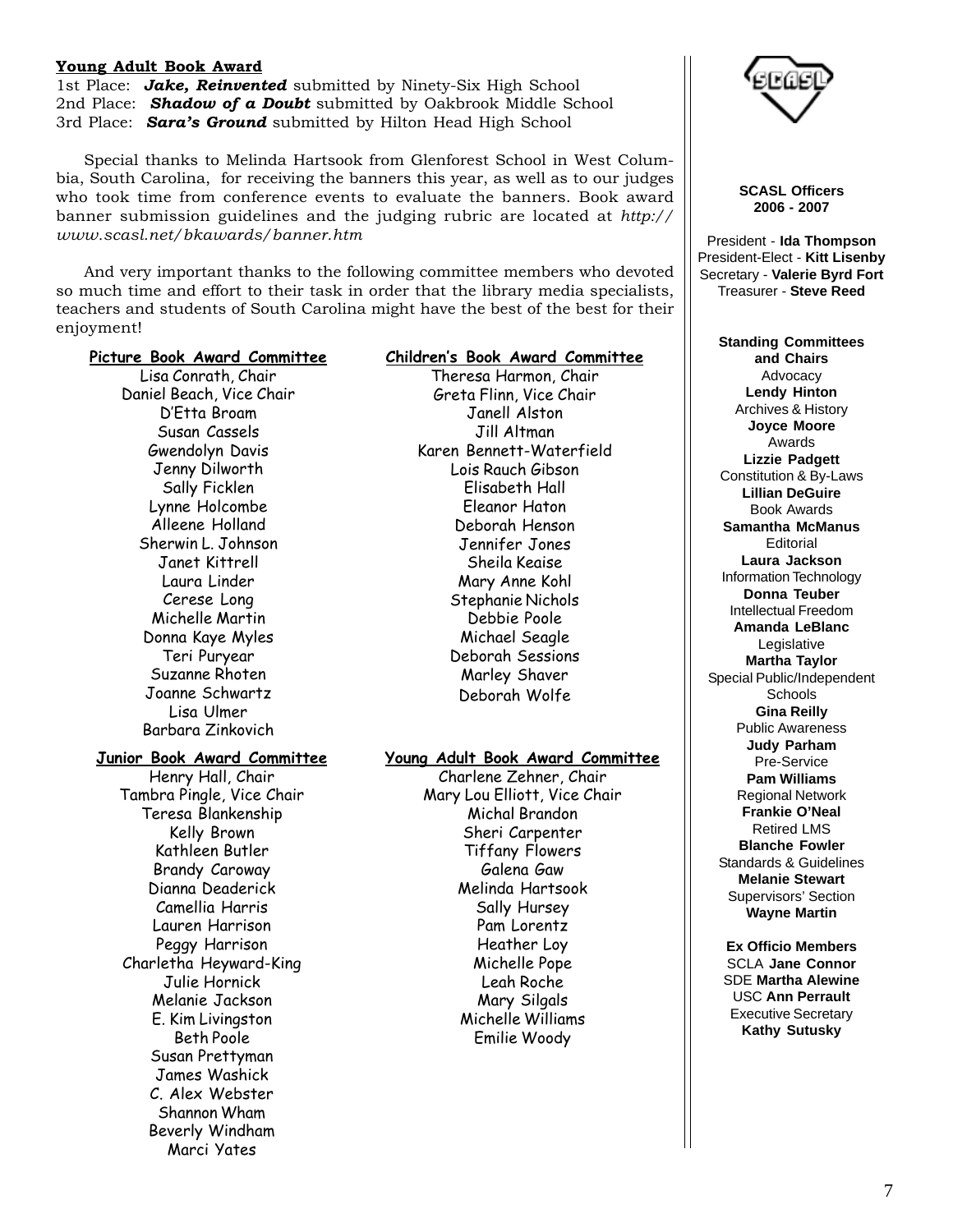**Young Adult Book Award**

1st Place: ***Jake, Reinvented*** submitted by Ninety-Six High School
2nd Place: ***Shadow of a Doubt*** submitted by Oakbrook Middle School
3rd Place: ***Sara's Ground*** submitted by Hilton Head High School

Special thanks to Melinda Hartsook from Glenforest School in West Columbia, South Carolina, for receiving the banners this year, as well as to our judges who took time from conference events to evaluate the banners. Book award banner submission guidelines and the judging rubric are located at *http://www.scasl.net/bkawards/banner.htm*

And very important thanks to the following committee members who devoted so much time and effort to their task in order that the library media specialists, teachers and students of South Carolina might have the best of the best for their enjoyment!

**Picture Book Award Committee**

Lisa Conrath, Chair
Daniel Beach, Vice Chair
D'Etta Broam
Susan Cassels
Gwendolyn Davis
Jenny Dilworth
Sally Ficklen
Lynne Holcombe
Alleene Holland
Sherwin L. Johnson
Janet Kittrell
Laura Linder
Cerese Long
Michelle Martin
Donna Kaye Myles
Teri Puryear
Suzanne Rhoten
Joanne Schwartz
Lisa Ulmer
Barbara Zinkovich

**Children's Book Award Committee**

Theresa Harmon, Chair
Greta Flinn, Vice Chair
Janell Alston
Jill Altman
Karen Bennett-Waterfield
Lois Rauch Gibson
Elisabeth Hall
Eleanor Haton
Deborah Henson
Jennifer Jones
Sheila Keaise
Mary Anne Kohl
Stephanie Nichols
Debbie Poole
Michael Seagle
Deborah Sessions
Marley Shaver
Deborah Wolfe

**Junior Book Award Committee**

Henry Hall, Chair
Tambra Pingle, Vice Chair
Teresa Blankenship
Kelly Brown
Kathleen Butler
Brandy Caroway
Dianna Deaderick
Camellia Harris
Lauren Harrison
Peggy Harrison
Charletha Heyward-King
Julie Hornick
Melanie Jackson
E. Kim Livingston
Beth Poole
Susan Prettyman
James Washick
C. Alex Webster
Shannon Wham
Beverly Windham
Marci Yates

**Young Adult Book Award Committee**

Charlene Zehner, Chair
Mary Lou Elliott, Vice Chair
Michal Brandon
Sheri Carpenter
Tiffany Flowers
Galena Gaw
Melinda Hartsook
Sally Hursey
Pam Lorentz
Heather Loy
Michelle Pope
Leah Roche
Mary Silgals
Michelle Williams
Emilie Woody

SCASL

**SCASL Officers 2006 - 2007**

President - **Ida Thompson**
President-Elect - **Kitt Lisenby**
Secretary - **Valerie Byrd Fort**
Treasurer - **Steve Reed**

**Standing Committees and Chairs**

Advocacy
**Lendy Hinton**
Archives & History
**Joyce Moore**
Awards
**Lizzie Padgett**
Constitution & By-Laws
**Lillian DeGuire**
Book Awards
**Samantha McManus**
Editorial
**Laura Jackson**
Information Technology
**Donna Teuber**
Intellectual Freedom
**Amanda LeBlanc**
Legislative
**Martha Taylor**
Special Public/Independent Schools
**Gina Reilly**
Public Awareness
**Judy Parham**
Pre-Service
**Pam Williams**
Regional Network
**Frankie O'Neal**
Retired LMS
**Blanche Fowler**
Standards & Guidelines
**Melanie Stewart**
Supervisors' Section
**Wayne Martin**

**Ex Officio Members**

SCLA **Jane Connor**
SDE **Martha Alewine**
USC **Ann Perrault**
Executive Secretary
**Kathy Sutusky**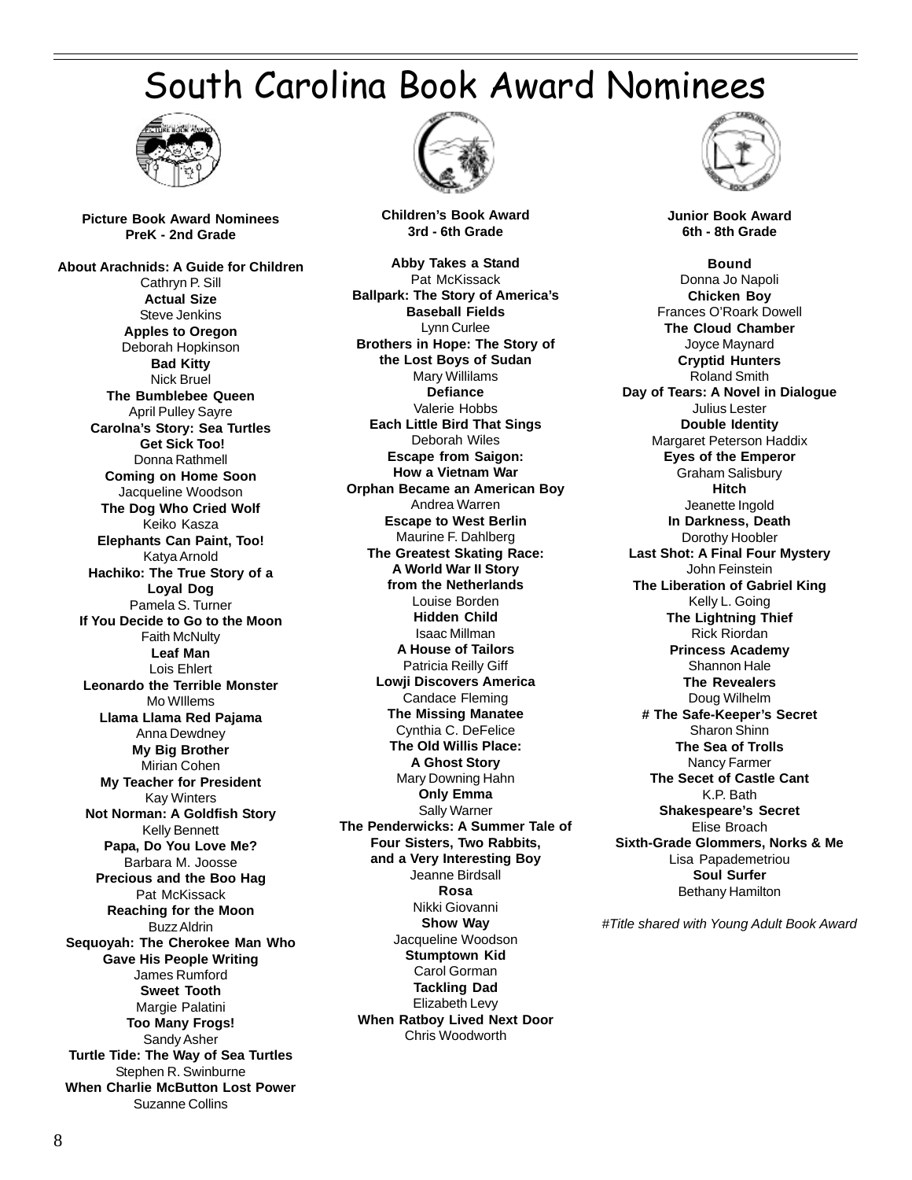# South Carolina Book Award Nominees

**Picture Book Award Nominees**
**PreK - 2nd Grade**

**About Arachnids: A Guide for Children**
Cathryn P. Sill
**Actual Size**
Steve Jenkins
**Apples to Oregon**
Deborah Hopkinson
**Bad Kitty**
Nick Bruel
**The Bumblebee Queen**
April Pulley Sayre
**Carolna's Story: Sea Turtles Get Sick Too!**
Donna Rathmell
**Coming on Home Soon**
Jacqueline Woodson
**The Dog Who Cried Wolf**
Keiko Kasza
**Elephants Can Paint, Too!**
Katya Arnold
**Hachiko: The True Story of a Loyal Dog**
Pamela S. Turner
**If You Decide to Go to the Moon**
Faith McNulty
**Leaf Man**
Lois Ehlert
**Leonardo the Terrible Monster**
Mo WIllems
**Llama Llama Red Pajama**
Anna Dewdney
**My Big Brother**
Mirian Cohen
**My Teacher for President**
Kay Winters
**Not Norman: A Goldfish Story**
Kelly Bennett
**Papa, Do You Love Me?**
Barbara M. Joosse
**Precious and the Boo Hag**
Pat McKissack
**Reaching for the Moon**
Buzz Aldrin
**Sequoyah: The Cherokee Man Who Gave His People Writing**
James Rumford
**Sweet Tooth**
Margie Palatini
**Too Many Frogs!**
Sandy Asher
**Turtle Tide: The Way of Sea Turtles**
Stephen R. Swinburne
**When Charlie McButton Lost Power**
Suzanne Collins

**Children's Book Award**
**3rd - 6th Grade**

**Abby Takes a Stand**
Pat McKissack
**Ballpark: The Story of America's Baseball Fields**
Lynn Curlee
**Brothers in Hope: The Story of the Lost Boys of Sudan**
Mary Willilams
**Defiance**
Valerie Hobbs
**Each Little Bird That Sings**
Deborah Wiles
**Escape from Saigon: How a Vietnam War Orphan Became an American Boy**
Andrea Warren
**Escape to West Berlin**
Maurine F. Dahlberg
**The Greatest Skating Race: A World War II Story from the Netherlands**
Louise Borden
**Hidden Child**
Isaac Millman
**A House of Tailors**
Patricia Reilly Giff
**Lowji Discovers America**
Candace Fleming
**The Missing Manatee**
Cynthia C. DeFelice
**The Old Willis Place: A Ghost Story**
Mary Downing Hahn
**Only Emma**
Sally Warner
**The Penderwicks: A Summer Tale of Four Sisters, Two Rabbits, and a Very Interesting Boy**
Jeanne Birdsall
**Rosa**
Nikki Giovanni
**Show Way**
Jacqueline Woodson
**Stumptown Kid**
Carol Gorman
**Tackling Dad**
Elizabeth Levy
**When Ratboy Lived Next Door**
Chris Woodworth

**Junior Book Award**
**6th - 8th Grade**

**Bound**
Donna Jo Napoli
**Chicken Boy**
Frances O'Roark Dowell
**The Cloud Chamber**
Joyce Maynard
**Cryptid Hunters**
Roland Smith
**Day of Tears: A Novel in Dialogue**
Julius Lester
**Double Identity**
Margaret Peterson Haddix
**Eyes of the Emperor**
Graham Salisbury
**Hitch**
Jeanette Ingold
**In Darkness, Death**
Dorothy Hoobler
**Last Shot: A Final Four Mystery**
John Feinstein
**The Liberation of Gabriel King**
Kelly L. Going
**The Lightning Thief**
Rick Riordan
**Princess Academy**
Shannon Hale
**The Revealers**
Doug Wilhelm
**# The Safe-Keeper's Secret**
Sharon Shinn
**The Sea of Trolls**
Nancy Farmer
**The Secet of Castle Cant**
K.P. Bath
**Shakespeare's Secret**
Elise Broach
**Sixth-Grade Glommers, Norks & Me**
Lisa Papademetriou
**Soul Surfer**
Bethany Hamilton

*#Title shared with Young Adult Book Award*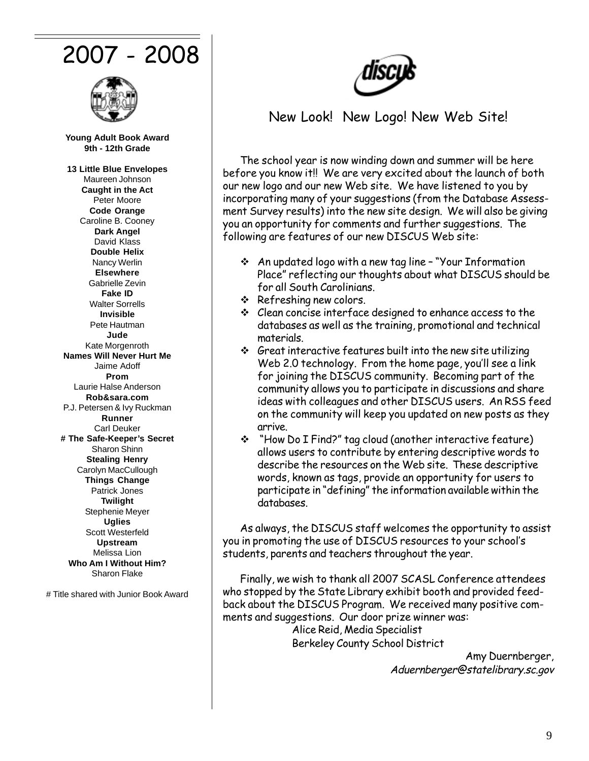# 2007 - 2008

**Young Adult Book Award**
**9th - 12th Grade**

**13 Little Blue Envelopes**
Maureen Johnson
**Caught in the Act**
Peter Moore
**Code Orange**
Caroline B. Cooney
**Dark Angel**
David Klass
**Double Helix**
Nancy Werlin
**Elsewhere**
Gabrielle Zevin
**Fake ID**
Walter Sorrells
**Invisible**
Pete Hautman
**Jude**
Kate Morgenroth
**Names Will Never Hurt Me**
Jaime Adoff
**Prom**
Laurie Halse Anderson
**Rob&sara.com**
P.J. Petersen & Ivy Ruckman
**Runner**
Carl Deuker
**# The Safe-Keeper's Secret**
Sharon Shinn
**Stealing Henry**
Carolyn MacCullough
**Things Change**
Patrick Jones
**Twilight**
Stephenie Meyer
**Uglies**
Scott Westerfeld
**Upstream**
Melissa Lion
**Who Am I Without Him?**
Sharon Flake

# Title shared with Junior Book Award

## New Look! New Logo! New Web Site!

The school year is now winding down and summer will be here before you know it!! We are very excited about the launch of both our new logo and our new Web site. We have listened to you by incorporating many of your suggestions (from the Database Assessment Survey results) into the new site design. We will also be giving you an opportunity for comments and further suggestions. The following are features of our new DISCUS Web site:

- An updated logo with a new tag line – "Your Information Place" reflecting our thoughts about what DISCUS should be for all South Carolinians.
- Refreshing new colors.
- Clean concise interface designed to enhance access to the databases as well as the training, promotional and technical materials.
- Great interactive features built into the new site utilizing Web 2.0 technology. From the home page, you'll see a link for joining the DISCUS community. Becoming part of the community allows you to participate in discussions and share ideas with colleagues and other DISCUS users. An RSS feed on the community will keep you updated on new posts as they arrive.
- "How Do I Find?" tag cloud (another interactive feature) allows users to contribute by entering descriptive words to describe the resources on the Web site. These descriptive words, known as tags, provide an opportunity for users to participate in "defining" the information available within the databases.

As always, the DISCUS staff welcomes the opportunity to assist you in promoting the use of DISCUS resources to your school's students, parents and teachers throughout the year.

Finally, we wish to thank all 2007 SCASL Conference attendees who stopped by the State Library exhibit booth and provided feedback about the DISCUS Program. We received many positive comments and suggestions. Our door prize winner was:

Alice Reid, Media Specialist
Berkeley County School District

Amy Duernberger,
*Aduernberger@statelibrary.sc.gov*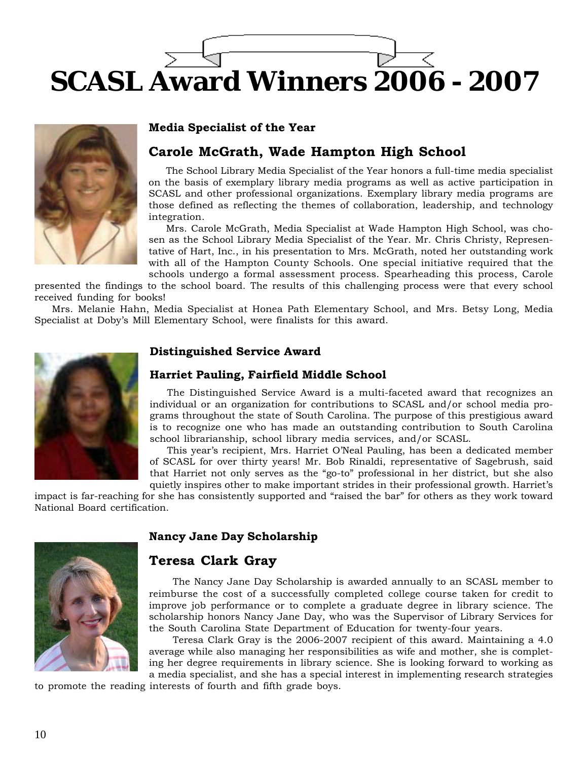# SCASL Award Winners 2006 - 2007

**Media Specialist of the Year**

## Carole McGrath, Wade Hampton High School

The School Library Media Specialist of the Year honors a full-time media specialist on the basis of exemplary library media programs as well as active participation in SCASL and other professional organizations. Exemplary library media programs are those defined as reflecting the themes of collaboration, leadership, and technology integration.

Mrs. Carole McGrath, Media Specialist at Wade Hampton High School, was chosen as the School Library Media Specialist of the Year. Mr. Chris Christy, Representative of Hart, Inc., in his presentation to Mrs. McGrath, noted her outstanding work with all of the Hampton County Schools. One special initiative required that the schools undergo a formal assessment process. Spearheading this process, Carole presented the findings to the school board. The results of this challenging process were that every school received funding for books!

Mrs. Melanie Hahn, Media Specialist at Honea Path Elementary School, and Mrs. Betsy Long, Media Specialist at Doby's Mill Elementary School, were finalists for this award.

**Distinguished Service Award**

### Harriet Pauling, Fairfield Middle School

The Distinguished Service Award is a multi-faceted award that recognizes an individual or an organization for contributions to SCASL and/or school media programs throughout the state of South Carolina. The purpose of this prestigious award is to recognize one who has made an outstanding contribution to South Carolina school librarianship, school library media services, and/or SCASL.

This year's recipient, Mrs. Harriet O'Neal Pauling, has been a dedicated member of SCASL for over thirty years! Mr. Bob Rinaldi, representative of Sagebrush, said that Harriet not only serves as the "go-to" professional in her district, but she also quietly inspires other to make important strides in their professional growth. Harriet's impact is far-reaching for she has consistently supported and "raised the bar" for others as they work toward National Board certification.

**Nancy Jane Day Scholarship**

## Teresa Clark Gray

The Nancy Jane Day Scholarship is awarded annually to an SCASL member to reimburse the cost of a successfully completed college course taken for credit to improve job performance or to complete a graduate degree in library science. The scholarship honors Nancy Jane Day, who was the Supervisor of Library Services for the South Carolina State Department of Education for twenty-four years.

Teresa Clark Gray is the 2006-2007 recipient of this award. Maintaining a 4.0 average while also managing her responsibilities as wife and mother, she is completing her degree requirements in library science. She is looking forward to working as a media specialist, and she has a special interest in implementing research strategies to promote the reading interests of fourth and fifth grade boys.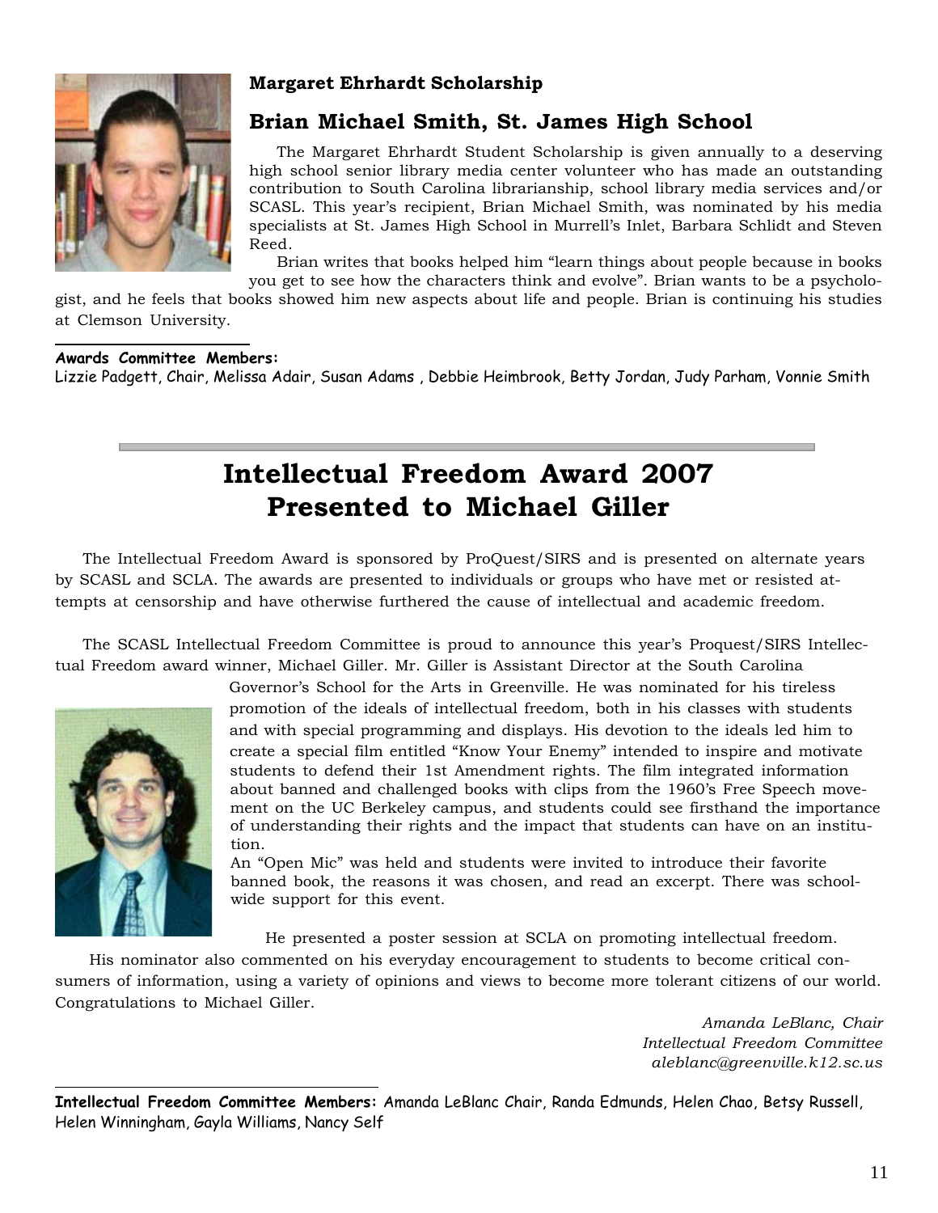### Margaret Ehrhardt Scholarship

## Brian Michael Smith, St. James High School

The Margaret Ehrhardt Student Scholarship is given annually to a deserving high school senior library media center volunteer who has made an outstanding contribution to South Carolina librarianship, school library media services and/or SCASL. This year's recipient, Brian Michael Smith, was nominated by his media specialists at St. James High School in Murrell's Inlet, Barbara Schlidt and Steven Reed.

Brian writes that books helped him "learn things about people because in books you get to see how the characters think and evolve". Brian wants to be a psychologist, and he feels that books showed him new aspects about life and people. Brian is continuing his studies at Clemson University.

**Awards Committee Members:**
Lizzie Padgett, Chair, Melissa Adair, Susan Adams , Debbie Heimbrook, Betty Jordan, Judy Parham, Vonnie Smith

# Intellectual Freedom Award 2007 Presented to Michael Giller

The Intellectual Freedom Award is sponsored by ProQuest/SIRS and is presented on alternate years by SCASL and SCLA. The awards are presented to individuals or groups who have met or resisted attempts at censorship and have otherwise furthered the cause of intellectual and academic freedom.

The SCASL Intellectual Freedom Committee is proud to announce this year's Proquest/SIRS Intellectual Freedom award winner, Michael Giller. Mr. Giller is Assistant Director at the South Carolina Governor's School for the Arts in Greenville. He was nominated for his tireless promotion of the ideals of intellectual freedom, both in his classes with students and with special programming and displays. His devotion to the ideals led him to create a special film entitled "Know Your Enemy" intended to inspire and motivate students to defend their 1st Amendment rights. The film integrated information about banned and challenged books with clips from the 1960's Free Speech movement on the UC Berkeley campus, and students could see firsthand the importance of understanding their rights and the impact that students can have on an institution.

An "Open Mic" was held and students were invited to introduce their favorite banned book, the reasons it was chosen, and read an excerpt. There was schoolwide support for this event.

He presented a poster session at SCLA on promoting intellectual freedom.

His nominator also commented on his everyday encouragement to students to become critical consumers of information, using a variety of opinions and views to become more tolerant citizens of our world. Congratulations to Michael Giller.

*Amanda LeBlanc, Chair*
*Intellectual Freedom Committee*
*aleblanc@greenville.k12.sc.us*

**Intellectual Freedom Committee Members:** Amanda LeBlanc Chair, Randa Edmunds, Helen Chao, Betsy Russell, Helen Winningham, Gayla Williams, Nancy Self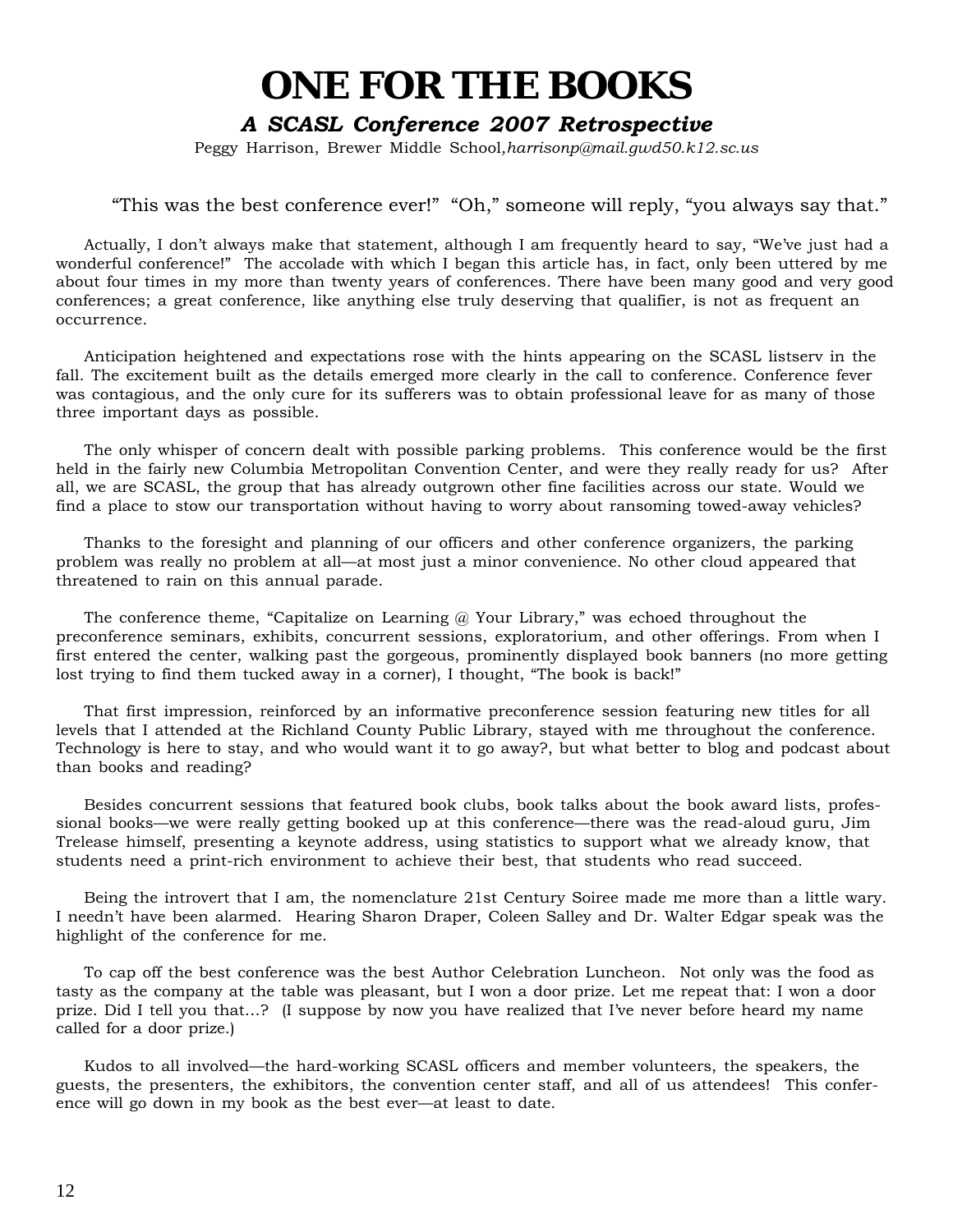# ONE FOR THE BOOKS

### *A SCASL Conference 2007 Retrospective*

Peggy Harrison, Brewer Middle School, *harrisonp@mail.gwd50.k12.sc.us*

"This was the best conference ever!" "Oh," someone will reply, "you always say that."

Actually, I don't always make that statement, although I am frequently heard to say, "We've just had a wonderful conference!" The accolade with which I began this article has, in fact, only been uttered by me about four times in my more than twenty years of conferences. There have been many good and very good conferences; a great conference, like anything else truly deserving that qualifier, is not as frequent an occurrence.

Anticipation heightened and expectations rose with the hints appearing on the SCASL listserv in the fall. The excitement built as the details emerged more clearly in the call to conference. Conference fever was contagious, and the only cure for its sufferers was to obtain professional leave for as many of those three important days as possible.

The only whisper of concern dealt with possible parking problems. This conference would be the first held in the fairly new Columbia Metropolitan Convention Center, and were they really ready for us? After all, we are SCASL, the group that has already outgrown other fine facilities across our state. Would we find a place to stow our transportation without having to worry about ransoming towed-away vehicles?

Thanks to the foresight and planning of our officers and other conference organizers, the parking problem was really no problem at all—at most just a minor convenience. No other cloud appeared that threatened to rain on this annual parade.

The conference theme, "Capitalize on Learning @ Your Library," was echoed throughout the preconference seminars, exhibits, concurrent sessions, exploratorium, and other offerings. From when I first entered the center, walking past the gorgeous, prominently displayed book banners (no more getting lost trying to find them tucked away in a corner), I thought, "The book is back!"

That first impression, reinforced by an informative preconference session featuring new titles for all levels that I attended at the Richland County Public Library, stayed with me throughout the conference. Technology is here to stay, and who would want it to go away?, but what better to blog and podcast about than books and reading?

Besides concurrent sessions that featured book clubs, book talks about the book award lists, professional books—we were really getting booked up at this conference—there was the read-aloud guru, Jim Trelease himself, presenting a keynote address, using statistics to support what we already know, that students need a print-rich environment to achieve their best, that students who read succeed.

Being the introvert that I am, the nomenclature 21st Century Soiree made me more than a little wary. I needn't have been alarmed. Hearing Sharon Draper, Coleen Salley and Dr. Walter Edgar speak was the highlight of the conference for me.

To cap off the best conference was the best Author Celebration Luncheon. Not only was the food as tasty as the company at the table was pleasant, but I won a door prize. Let me repeat that: I won a door prize. Did I tell you that…? (I suppose by now you have realized that I've never before heard my name called for a door prize.)

Kudos to all involved—the hard-working SCASL officers and member volunteers, the speakers, the guests, the presenters, the exhibitors, the convention center staff, and all of us attendees! This conference will go down in my book as the best ever—at least to date.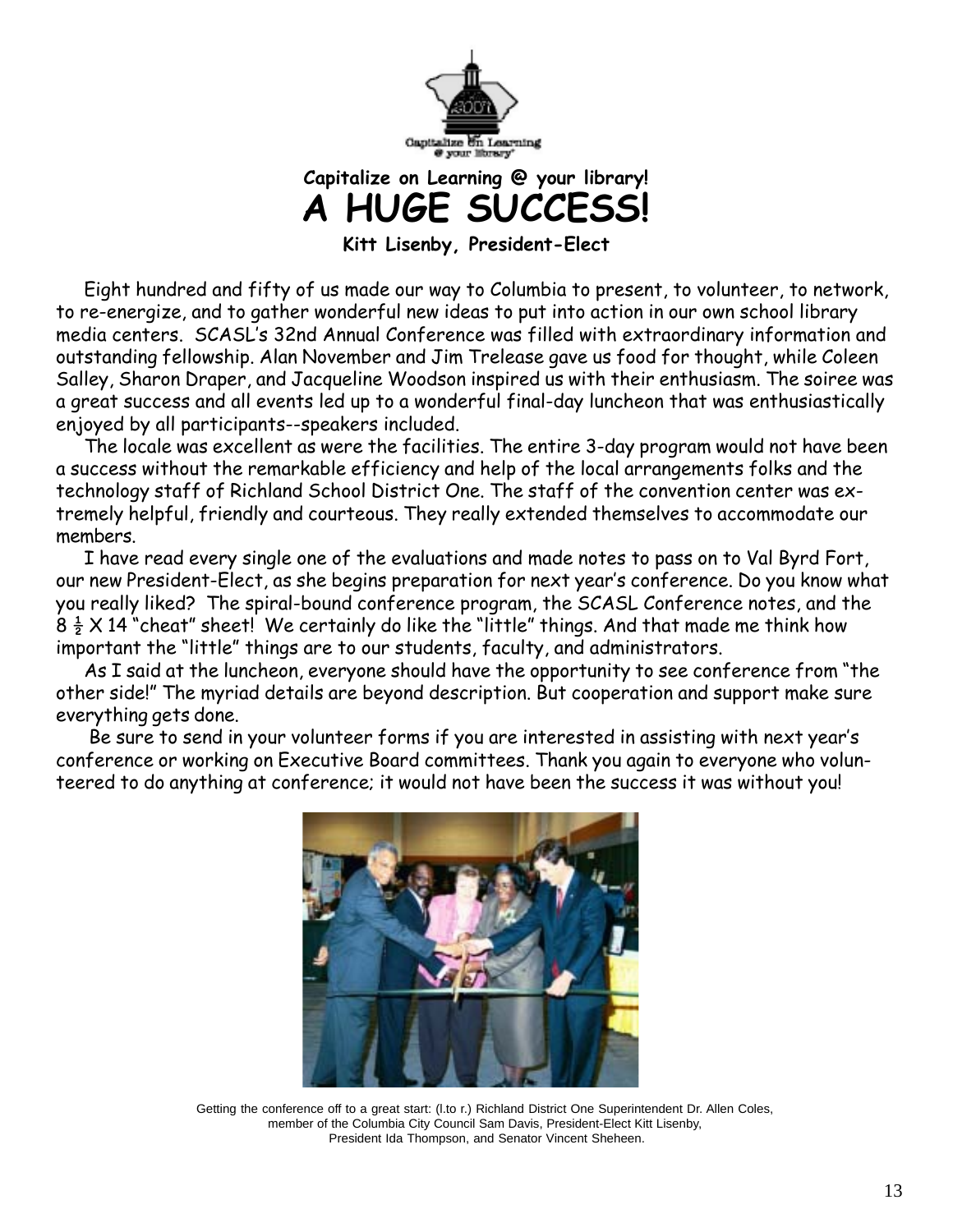Capitalize on Learning @ your library!

# A HUGE SUCCESS!

**Kitt Lisenby, President-Elect**

Eight hundred and fifty of us made our way to Columbia to present, to volunteer, to network, to re-energize, and to gather wonderful new ideas to put into action in our own school library media centers. SCASL's 32nd Annual Conference was filled with extraordinary information and outstanding fellowship. Alan November and Jim Trelease gave us food for thought, while Coleen Salley, Sharon Draper, and Jacqueline Woodson inspired us with their enthusiasm. The soiree was a great success and all events led up to a wonderful final-day luncheon that was enthusiastically enjoyed by all participants--speakers included.

The locale was excellent as were the facilities. The entire 3-day program would not have been a success without the remarkable efficiency and help of the local arrangements folks and the technology staff of Richland School District One. The staff of the convention center was extremely helpful, friendly and courteous. They really extended themselves to accommodate our members.

I have read every single one of the evaluations and made notes to pass on to Val Byrd Fort, our new President-Elect, as she begins preparation for next year's conference. Do you know what you really liked? The spiral-bound conference program, the SCASL Conference notes, and the 8 ½ X 14 "cheat" sheet! We certainly do like the "little" things. And that made me think how important the "little" things are to our students, faculty, and administrators.

As I said at the luncheon, everyone should have the opportunity to see conference from "the other side!" The myriad details are beyond description. But cooperation and support make sure everything gets done.

Be sure to send in your volunteer forms if you are interested in assisting with next year's conference or working on Executive Board committees. Thank you again to everyone who volunteered to do anything at conference; it would not have been the success it was without you!

Getting the conference off to a great start: (l.to r.) Richland District One Superintendent Dr. Allen Coles, member of the Columbia City Council Sam Davis, President-Elect Kitt Lisenby, President Ida Thompson, and Senator Vincent Sheheen.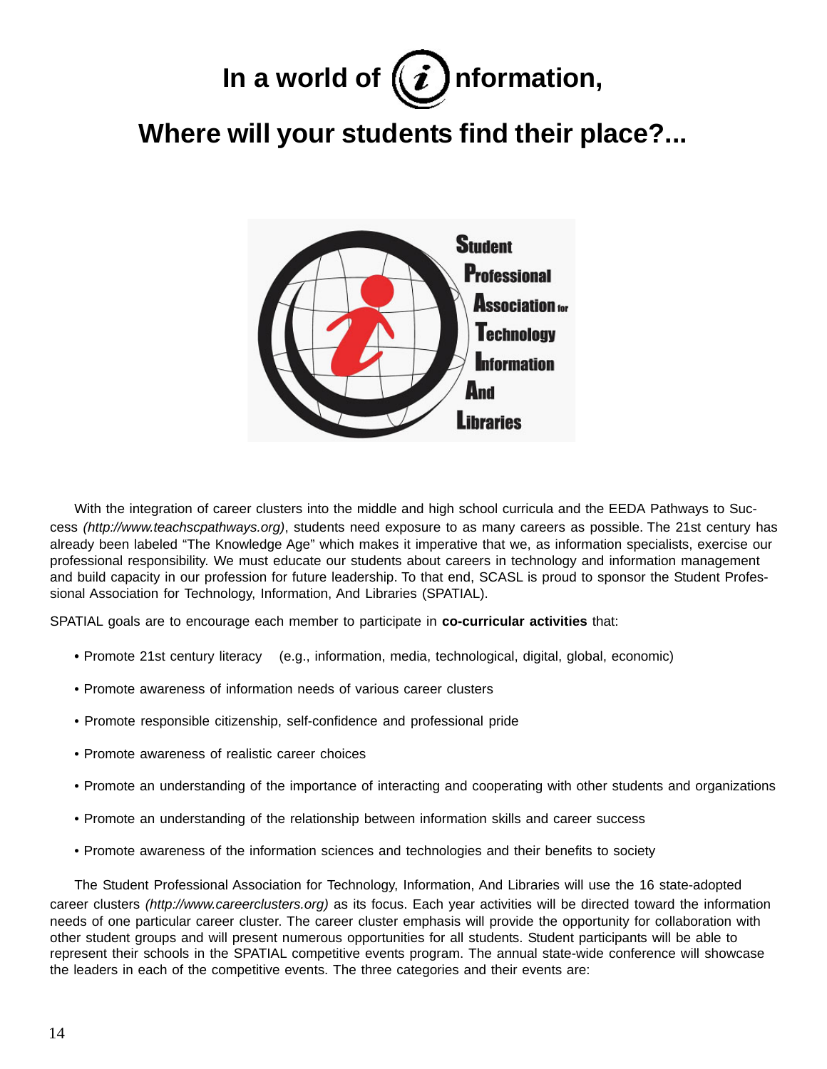# In a world of (i)nformation,

## Where will your students find their place?...

Student
Professional
Association for
Technology
Information
And
Libraries

With the integration of career clusters into the middle and high school curricula and the EEDA Pathways to Success *(http://www.teachscpathways.org)*, students need exposure to as many careers as possible. The 21st century has already been labeled "The Knowledge Age" which makes it imperative that we, as information specialists, exercise our professional responsibility. We must educate our students about careers in technology and information management and build capacity in our profession for future leadership. To that end, SCASL is proud to sponsor the Student Professional Association for Technology, Information, And Libraries (SPATIAL).

SPATIAL goals are to encourage each member to participate in **co-curricular activities** that:

- Promote 21st century literacy (e.g., information, media, technological, digital, global, economic)
- Promote awareness of information needs of various career clusters
- Promote responsible citizenship, self-confidence and professional pride
- Promote awareness of realistic career choices
- Promote an understanding of the importance of interacting and cooperating with other students and organizations
- Promote an understanding of the relationship between information skills and career success
- Promote awareness of the information sciences and technologies and their benefits to society

The Student Professional Association for Technology, Information, And Libraries will use the 16 state-adopted career clusters *(http://www.careerclusters.org)* as its focus. Each year activities will be directed toward the information needs of one particular career cluster. The career cluster emphasis will provide the opportunity for collaboration with other student groups and will present numerous opportunities for all students. Student participants will be able to represent their schools in the SPATIAL competitive events program. The annual state-wide conference will showcase the leaders in each of the competitive events. The three categories and their events are: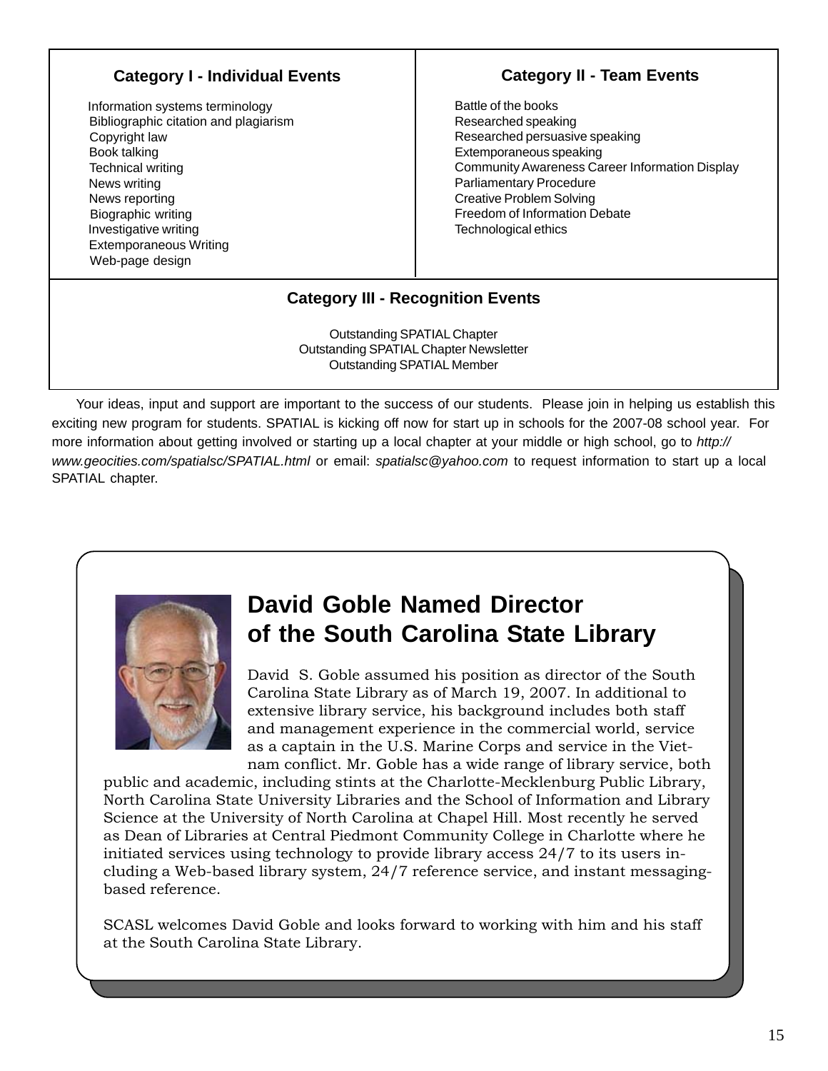| Category I - Individual Events | Category II - Team Events |
| --- | --- |
| Information systems terminology | Battle of the books |
| Bibliographic citation and plagiarism | Researched speaking |
| Copyright law | Researched persuasive speaking |
| Book talking | Extemporaneous speaking |
| Technical writing | Community Awareness Career Information Display |
| News writing | Parliamentary Procedure |
| News reporting | Creative Problem Solving |
| Biographic writing | Freedom of Information Debate |
| Investigative writing | Technological ethics |
| Extemporaneous Writing | |
| Web-page design | |

**Category III - Recognition Events**

Outstanding SPATIAL Chapter
Outstanding SPATIAL Chapter Newsletter
Outstanding SPATIAL Member

Your ideas, input and support are important to the success of our students. Please join in helping us establish this exciting new program for students. SPATIAL is kicking off now for start up in schools for the 2007-08 school year. For more information about getting involved or starting up a local chapter at your middle or high school, go to *http://www.geocities.com/spatialsc/SPATIAL.html* or email: *spatialsc@yahoo.com* to request information to start up a local SPATIAL chapter.

## David Goble Named Director of the South Carolina State Library

David S. Goble assumed his position as director of the South Carolina State Library as of March 19, 2007. In additional to extensive library service, his background includes both staff and management experience in the commercial world, service as a captain in the U.S. Marine Corps and service in the Vietnam conflict. Mr. Goble has a wide range of library service, both public and academic, including stints at the Charlotte-Mecklenburg Public Library, North Carolina State University Libraries and the School of Information and Library Science at the University of North Carolina at Chapel Hill. Most recently he served as Dean of Libraries at Central Piedmont Community College in Charlotte where he initiated services using technology to provide library access 24/7 to its users including a Web-based library system, 24/7 reference service, and instant messaging-based reference.

SCASL welcomes David Goble and looks forward to working with him and his staff at the South Carolina State Library.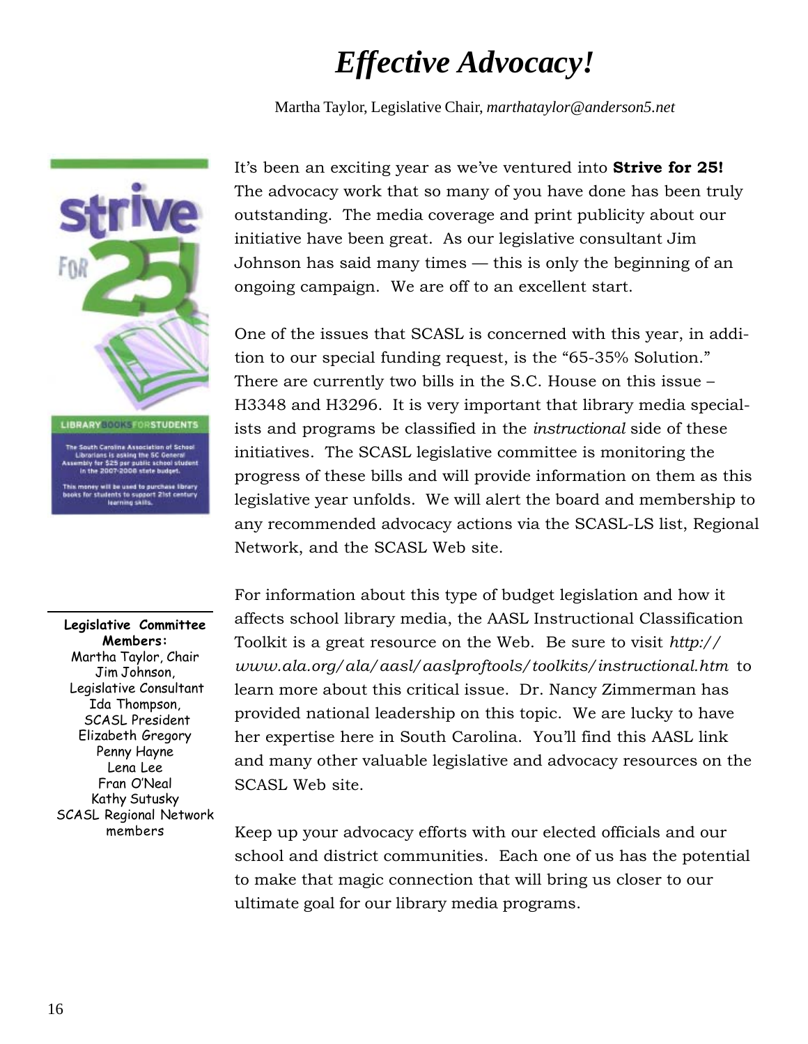# *Effective Advocacy!*

Martha Taylor, Legislative Chair, *marthataylor@anderson5.net*

It's been an exciting year as we've ventured into **Strive for 25!** The advocacy work that so many of you have done has been truly outstanding. The media coverage and print publicity about our initiative have been great. As our legislative consultant Jim Johnson has said many times — this is only the beginning of an ongoing campaign. We are off to an excellent start.

One of the issues that SCASL is concerned with this year, in addition to our special funding request, is the "65-35% Solution." There are currently two bills in the S.C. House on this issue – H3348 and H3296. It is very important that library media specialists and programs be classified in the *instructional* side of these initiatives. The SCASL legislative committee is monitoring the progress of these bills and will provide information on them as this legislative year unfolds. We will alert the board and membership to any recommended advocacy actions via the SCASL-LS list, Regional Network, and the SCASL Web site.

For information about this type of budget legislation and how it affects school library media, the AASL Instructional Classification Toolkit is a great resource on the Web. Be sure to visit *http://www.ala.org/ala/aasl/aaslproftools/toolkits/instructional.htm* to learn more about this critical issue. Dr. Nancy Zimmerman has provided national leadership on this topic. We are lucky to have her expertise here in South Carolina. You'll find this AASL link and many other valuable legislative and advocacy resources on the SCASL Web site.

Keep up your advocacy efforts with our elected officials and our school and district communities. Each one of us has the potential to make that magic connection that will bring us closer to our ultimate goal for our library media programs.

Strive for 25!

LIBRARY BOOKS FOR STUDENTS

The South Carolina Association of School Librarians is asking the SC General Assembly for $25 per public school student in the 2007-2008 state budget.

This money will be used to purchase library books for students to support 21st century learning skills.

**Legislative Committee Members:**
Martha Taylor, Chair
Jim Johnson, Legislative Consultant
Ida Thompson, SCASL President
Elizabeth Gregory
Penny Hayne
Lena Lee
Fran O'Neal
Kathy Sutusky
SCASL Regional Network members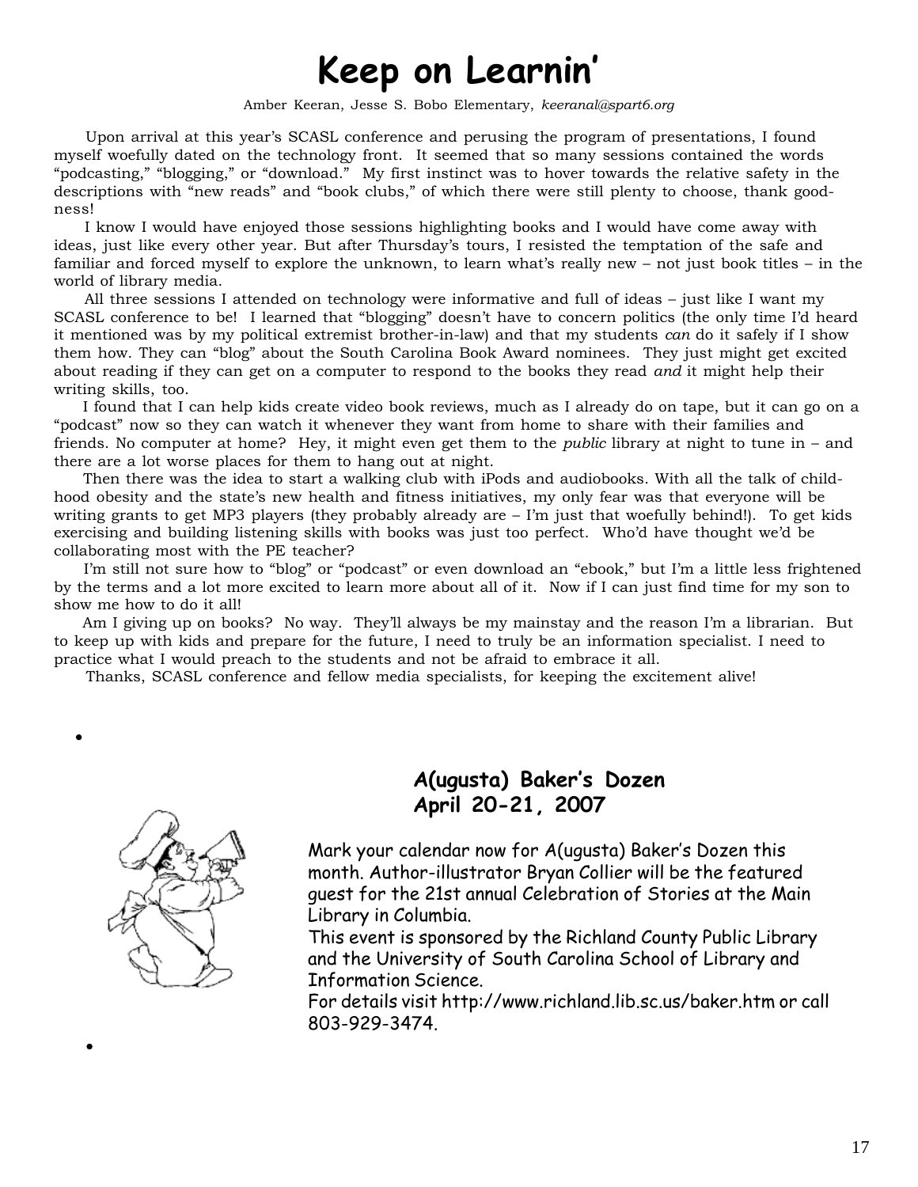# Keep on Learnin'

Amber Keeran, Jesse S. Bobo Elementary, *keeranal@spart6.org*

Upon arrival at this year's SCASL conference and perusing the program of presentations, I found myself woefully dated on the technology front. It seemed that so many sessions contained the words "podcasting," "blogging," or "download." My first instinct was to hover towards the relative safety in the descriptions with "new reads" and "book clubs," of which there were still plenty to choose, thank goodness!

I know I would have enjoyed those sessions highlighting books and I would have come away with ideas, just like every other year. But after Thursday's tours, I resisted the temptation of the safe and familiar and forced myself to explore the unknown, to learn what's really new – not just book titles – in the world of library media.

All three sessions I attended on technology were informative and full of ideas – just like I want my SCASL conference to be! I learned that "blogging" doesn't have to concern politics (the only time I'd heard it mentioned was by my political extremist brother-in-law) and that my students *can* do it safely if I show them how. They can "blog" about the South Carolina Book Award nominees. They just might get excited about reading if they can get on a computer to respond to the books they read *and* it might help their writing skills, too.

I found that I can help kids create video book reviews, much as I already do on tape, but it can go on a "podcast" now so they can watch it whenever they want from home to share with their families and friends. No computer at home? Hey, it might even get them to the *public* library at night to tune in – and there are a lot worse places for them to hang out at night.

Then there was the idea to start a walking club with iPods and audiobooks. With all the talk of childhood obesity and the state's new health and fitness initiatives, my only fear was that everyone will be writing grants to get MP3 players (they probably already are – I'm just that woefully behind!). To get kids exercising and building listening skills with books was just too perfect. Who'd have thought we'd be collaborating most with the PE teacher?

I'm still not sure how to "blog" or "podcast" or even download an "ebook," but I'm a little less frightened by the terms and a lot more excited to learn more about all of it. Now if I can just find time for my son to show me how to do it all!

Am I giving up on books? No way. They'll always be my mainstay and the reason I'm a librarian. But to keep up with kids and prepare for the future, I need to truly be an information specialist. I need to practice what I would preach to the students and not be afraid to embrace it all.

Thanks, SCASL conference and fellow media specialists, for keeping the excitement alive!

## A(ugusta) Baker's Dozen
## April 20-21, 2007

Mark your calendar now for A(ugusta) Baker's Dozen this month. Author-illustrator Bryan Collier will be the featured guest for the 21st annual Celebration of Stories at the Main Library in Columbia.

This event is sponsored by the Richland County Public Library and the University of South Carolina School of Library and Information Science.

For details visit http://www.richland.lib.sc.us/baker.htm or call 803-929-3474.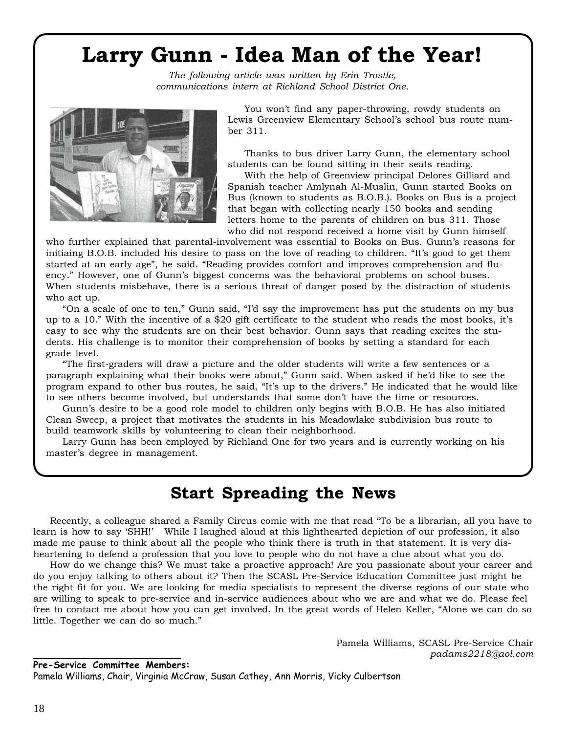# Larry Gunn - Idea Man of the Year!

*The following article was written by Erin Trostle, communications intern at Richland School District One.*

You won't find any paper-throwing, rowdy students on Lewis Greenview Elementary School's school bus route number 311.

Thanks to bus driver Larry Gunn, the elementary school students can be found sitting in their seats reading.

With the help of Greenview principal Delores Gilliard and Spanish teacher Amlynah Al-Muslin, Gunn started Books on Bus (known to students as B.O.B.). Books on Bus is a project that began with collecting nearly 150 books and sending letters home to the parents of children on bus 311. Those who did not respond received a home visit by Gunn himself who further explained that parental-involvement was essential to Books on Bus. Gunn's reasons for initiaing B.O.B. included his desire to pass on the love of reading to children. "It's good to get them started at an early age", he said. "Reading provides comfort and improves comprehension and fluency." However, one of Gunn's biggest concerns was the behavioral problems on school buses. When students misbehave, there is a serious threat of danger posed by the distraction of students who act up.

"On a scale of one to ten," Gunn said, "I'd say the improvement has put the students on my bus up to a 10." With the incentive of a $20 gift certificate to the student who reads the most books, it's easy to see why the students are on their best behavior. Gunn says that reading excites the students. His challenge is to monitor their comprehension of books by setting a standard for each grade level.

"The first-graders will draw a picture and the older students will write a few sentences or a paragraph explaining what their books were about," Gunn said. When asked if he'd like to see the program expand to other bus routes, he said, "It's up to the drivers." He indicated that he would like to see others become involved, but understands that some don't have the time or resources.

Gunn's desire to be a good role model to children only begins with B.O.B. He has also initiated Clean Sweep, a project that motivates the students in his Meadowlake subdivision bus route to build teamwork skills by volunteering to clean their neighborhood.

Larry Gunn has been employed by Richland One for two years and is currently working on his master's degree in management.

# Start Spreading the News

Recently, a colleague shared a Family Circus comic with me that read "To be a librarian, all you have to learn is how to say 'SHH!' While I laughed aloud at this lighthearted depiction of our profession, it also made me pause to think about all the people who think there is truth in that statement. It is very disheartening to defend a profession that you love to people who do not have a clue about what you do.

How do we change this? We must take a proactive approach! Are you passionate about your career and do you enjoy talking to others about it? Then the SCASL Pre-Service Education Committee just might be the right fit for you. We are looking for media specialists to represent the diverse regions of our state who are willing to speak to pre-service and in-service audiences about who we are and what we do. Please feel free to contact me about how you can get involved. In the great words of Helen Keller, "Alone we can do so little. Together we can do so much."

Pamela Williams, SCASL Pre-Service Chair
*padams2218@aol.com*

**Pre-Service Committee Members:**
Pamela Williams, Chair, Virginia McCraw, Susan Cathey, Ann Morris, Vicky Culbertson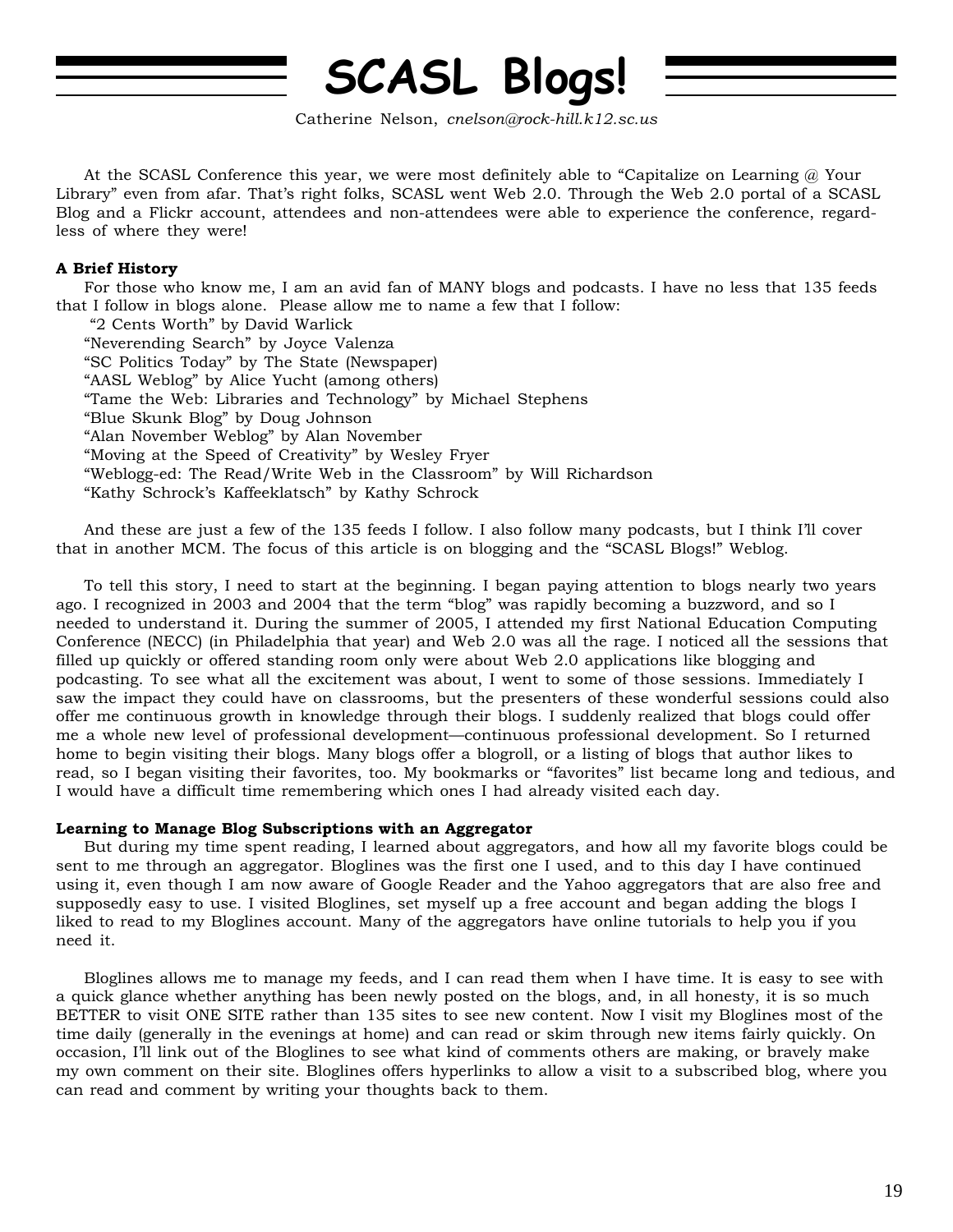# SCASL Blogs!

Catherine Nelson, *cnelson@rock-hill.k12.sc.us*

At the SCASL Conference this year, we were most definitely able to "Capitalize on Learning @ Your Library" even from afar. That's right folks, SCASL went Web 2.0. Through the Web 2.0 portal of a SCASL Blog and a Flickr account, attendees and non-attendees were able to experience the conference, regardless of where they were!

**A Brief History**

For those who know me, I am an avid fan of MANY blogs and podcasts. I have no less that 135 feeds that I follow in blogs alone. Please allow me to name a few that I follow:

"2 Cents Worth" by David Warlick
"Neverending Search" by Joyce Valenza
"SC Politics Today" by The State (Newspaper)
"AASL Weblog" by Alice Yucht (among others)
"Tame the Web: Libraries and Technology" by Michael Stephens
"Blue Skunk Blog" by Doug Johnson
"Alan November Weblog" by Alan November
"Moving at the Speed of Creativity" by Wesley Fryer
"Weblogg-ed: The Read/Write Web in the Classroom" by Will Richardson
"Kathy Schrock's Kaffeeklatsch" by Kathy Schrock

And these are just a few of the 135 feeds I follow. I also follow many podcasts, but I think I'll cover that in another MCM. The focus of this article is on blogging and the "SCASL Blogs!" Weblog.

To tell this story, I need to start at the beginning. I began paying attention to blogs nearly two years ago. I recognized in 2003 and 2004 that the term "blog" was rapidly becoming a buzzword, and so I needed to understand it. During the summer of 2005, I attended my first National Education Computing Conference (NECC) (in Philadelphia that year) and Web 2.0 was all the rage. I noticed all the sessions that filled up quickly or offered standing room only were about Web 2.0 applications like blogging and podcasting. To see what all the excitement was about, I went to some of those sessions. Immediately I saw the impact they could have on classrooms, but the presenters of these wonderful sessions could also offer me continuous growth in knowledge through their blogs. I suddenly realized that blogs could offer me a whole new level of professional development—continuous professional development. So I returned home to begin visiting their blogs. Many blogs offer a blogroll, or a listing of blogs that author likes to read, so I began visiting their favorites, too. My bookmarks or "favorites" list became long and tedious, and I would have a difficult time remembering which ones I had already visited each day.

**Learning to Manage Blog Subscriptions with an Aggregator**

But during my time spent reading, I learned about aggregators, and how all my favorite blogs could be sent to me through an aggregator. Bloglines was the first one I used, and to this day I have continued using it, even though I am now aware of Google Reader and the Yahoo aggregators that are also free and supposedly easy to use. I visited Bloglines, set myself up a free account and began adding the blogs I liked to read to my Bloglines account. Many of the aggregators have online tutorials to help you if you need it.

Bloglines allows me to manage my feeds, and I can read them when I have time. It is easy to see with a quick glance whether anything has been newly posted on the blogs, and, in all honesty, it is so much BETTER to visit ONE SITE rather than 135 sites to see new content. Now I visit my Bloglines most of the time daily (generally in the evenings at home) and can read or skim through new items fairly quickly. On occasion, I'll link out of the Bloglines to see what kind of comments others are making, or bravely make my own comment on their site. Bloglines offers hyperlinks to allow a visit to a subscribed blog, where you can read and comment by writing your thoughts back to them.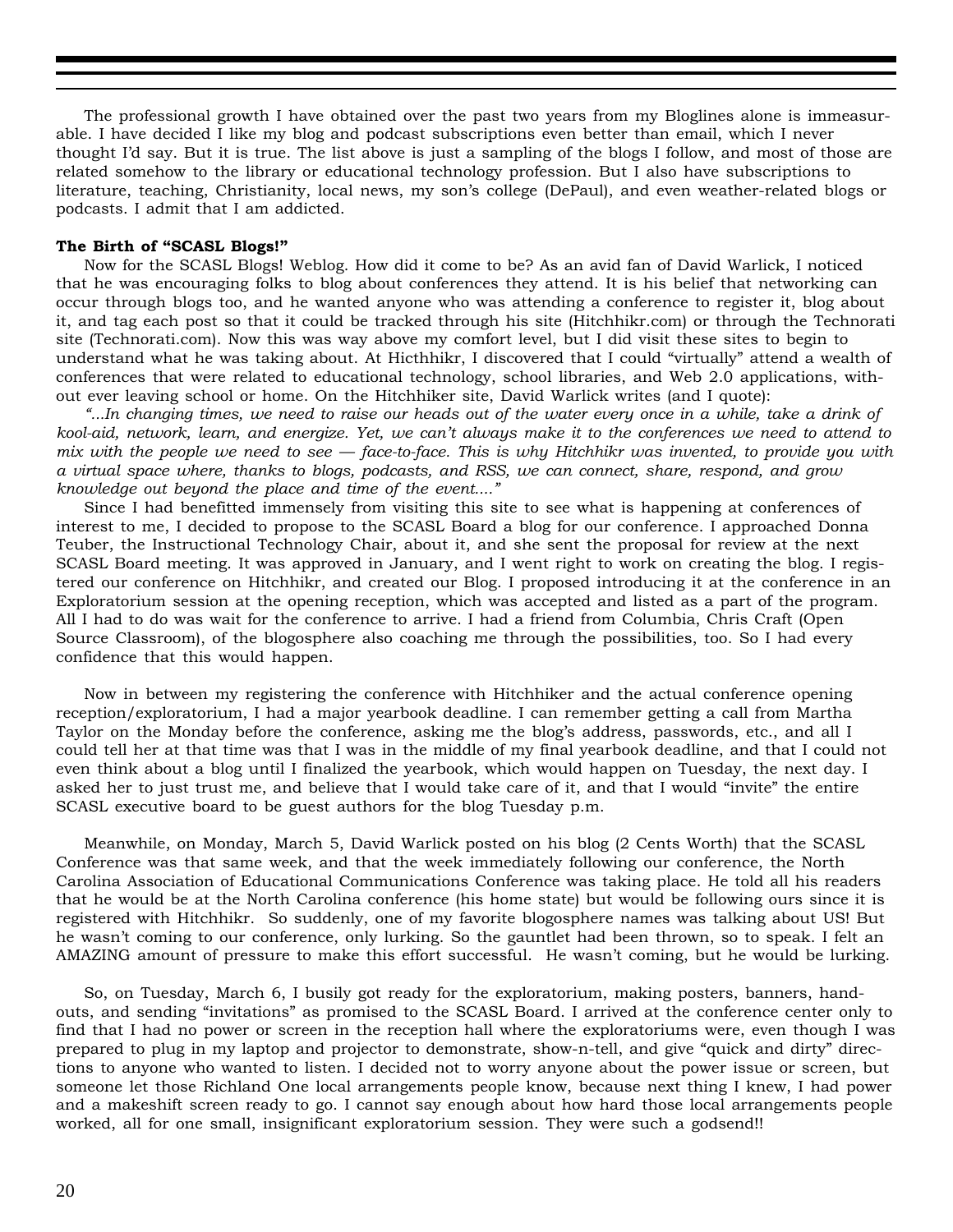The professional growth I have obtained over the past two years from my Bloglines alone is immeasurable. I have decided I like my blog and podcast subscriptions even better than email, which I never thought I'd say. But it is true. The list above is just a sampling of the blogs I follow, and most of those are related somehow to the library or educational technology profession. But I also have subscriptions to literature, teaching, Christianity, local news, my son's college (DePaul), and even weather-related blogs or podcasts. I admit that I am addicted.

**The Birth of "SCASL Blogs!"**

Now for the SCASL Blogs! Weblog. How did it come to be? As an avid fan of David Warlick, I noticed that he was encouraging folks to blog about conferences they attend. It is his belief that networking can occur through blogs too, and he wanted anyone who was attending a conference to register it, blog about it, and tag each post so that it could be tracked through his site (Hitchhikr.com) or through the Technorati site (Technorati.com). Now this was way above my comfort level, but I did visit these sites to begin to understand what he was taking about. At Hicthhikr, I discovered that I could "virtually" attend a wealth of conferences that were related to educational technology, school libraries, and Web 2.0 applications, without ever leaving school or home. On the Hitchhiker site, David Warlick writes (and I quote):

*"...In changing times, we need to raise our heads out of the water every once in a while, take a drink of kool-aid, network, learn, and energize. Yet, we can't always make it to the conferences we need to attend to mix with the people we need to see — face-to-face. This is why Hitchhikr was invented, to provide you with a virtual space where, thanks to blogs, podcasts, and RSS, we can connect, share, respond, and grow knowledge out beyond the place and time of the event...."*

Since I had benefitted immensely from visiting this site to see what is happening at conferences of interest to me, I decided to propose to the SCASL Board a blog for our conference. I approached Donna Teuber, the Instructional Technology Chair, about it, and she sent the proposal for review at the next SCASL Board meeting. It was approved in January, and I went right to work on creating the blog. I registered our conference on Hitchhikr, and created our Blog. I proposed introducing it at the conference in an Exploratorium session at the opening reception, which was accepted and listed as a part of the program. All I had to do was wait for the conference to arrive. I had a friend from Columbia, Chris Craft (Open Source Classroom), of the blogosphere also coaching me through the possibilities, too. So I had every confidence that this would happen.

Now in between my registering the conference with Hitchhiker and the actual conference opening reception/exploratorium, I had a major yearbook deadline. I can remember getting a call from Martha Taylor on the Monday before the conference, asking me the blog's address, passwords, etc., and all I could tell her at that time was that I was in the middle of my final yearbook deadline, and that I could not even think about a blog until I finalized the yearbook, which would happen on Tuesday, the next day. I asked her to just trust me, and believe that I would take care of it, and that I would "invite" the entire SCASL executive board to be guest authors for the blog Tuesday p.m.

Meanwhile, on Monday, March 5, David Warlick posted on his blog (2 Cents Worth) that the SCASL Conference was that same week, and that the week immediately following our conference, the North Carolina Association of Educational Communications Conference was taking place. He told all his readers that he would be at the North Carolina conference (his home state) but would be following ours since it is registered with Hitchhikr. So suddenly, one of my favorite blogosphere names was talking about US! But he wasn't coming to our conference, only lurking. So the gauntlet had been thrown, so to speak. I felt an AMAZING amount of pressure to make this effort successful. He wasn't coming, but he would be lurking.

So, on Tuesday, March 6, I busily got ready for the exploratorium, making posters, banners, handouts, and sending "invitations" as promised to the SCASL Board. I arrived at the conference center only to find that I had no power or screen in the reception hall where the exploratoriums were, even though I was prepared to plug in my laptop and projector to demonstrate, show-n-tell, and give "quick and dirty" directions to anyone who wanted to listen. I decided not to worry anyone about the power issue or screen, but someone let those Richland One local arrangements people know, because next thing I knew, I had power and a makeshift screen ready to go. I cannot say enough about how hard those local arrangements people worked, all for one small, insignificant exploratorium session. They were such a godsend!!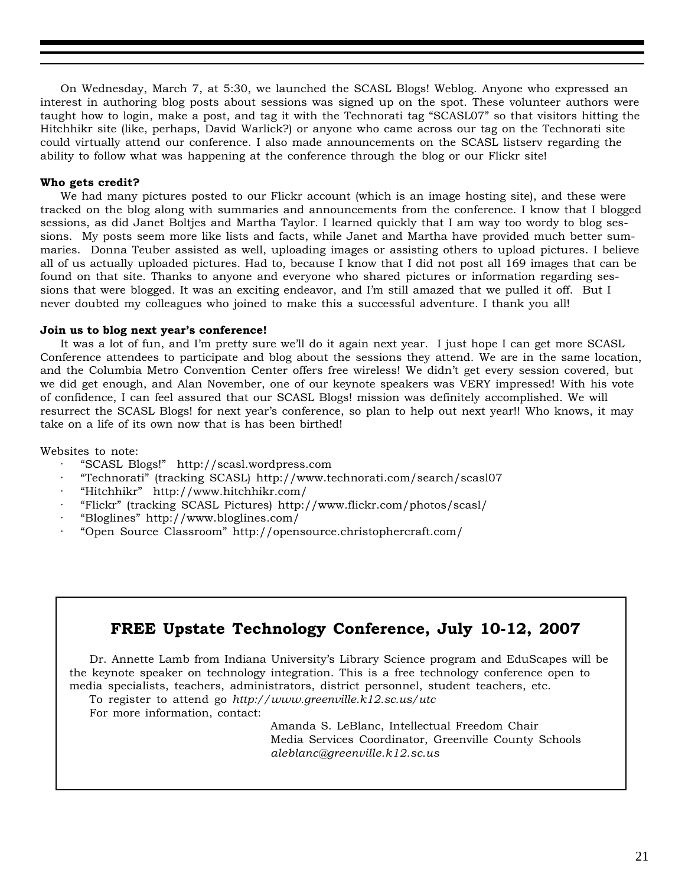On Wednesday, March 7, at 5:30, we launched the SCASL Blogs! Weblog. Anyone who expressed an interest in authoring blog posts about sessions was signed up on the spot. These volunteer authors were taught how to login, make a post, and tag it with the Technorati tag "SCASL07" so that visitors hitting the Hitchhikr site (like, perhaps, David Warlick?) or anyone who came across our tag on the Technorati site could virtually attend our conference. I also made announcements on the SCASL listserv regarding the ability to follow what was happening at the conference through the blog or our Flickr site!

**Who gets credit?**

We had many pictures posted to our Flickr account (which is an image hosting site), and these were tracked on the blog along with summaries and announcements from the conference. I know that I blogged sessions, as did Janet Boltjes and Martha Taylor. I learned quickly that I am way too wordy to blog sessions. My posts seem more like lists and facts, while Janet and Martha have provided much better summaries. Donna Teuber assisted as well, uploading images or assisting others to upload pictures. I believe all of us actually uploaded pictures. Had to, because I know that I did not post all 169 images that can be found on that site. Thanks to anyone and everyone who shared pictures or information regarding sessions that were blogged. It was an exciting endeavor, and I'm still amazed that we pulled it off. But I never doubted my colleagues who joined to make this a successful adventure. I thank you all!

**Join us to blog next year's conference!**

It was a lot of fun, and I'm pretty sure we'll do it again next year. I just hope I can get more SCASL Conference attendees to participate and blog about the sessions they attend. We are in the same location, and the Columbia Metro Convention Center offers free wireless! We didn't get every session covered, but we did get enough, and Alan November, one of our keynote speakers was VERY impressed! With his vote of confidence, I can feel assured that our SCASL Blogs! mission was definitely accomplished. We will resurrect the SCASL Blogs! for next year's conference, so plan to help out next year!! Who knows, it may take on a life of its own now that is has been birthed!

Websites to note:

- "SCASL Blogs!" http://scasl.wordpress.com
- "Technorati" (tracking SCASL) http://www.technorati.com/search/scasl07
- "Hitchhikr" http://www.hitchhikr.com/
- "Flickr" (tracking SCASL Pictures) http://www.flickr.com/photos/scasl/
- "Bloglines" http://www.bloglines.com/
- "Open Source Classroom" http://opensource.christophercraft.com/

## FREE Upstate Technology Conference, July 10-12, 2007

Dr. Annette Lamb from Indiana University's Library Science program and EduScapes will be the keynote speaker on technology integration. This is a free technology conference open to media specialists, teachers, administrators, district personnel, student teachers, etc.

To register to attend go *http://www.greenville.k12.sc.us/utc*

For more information, contact:

Amanda S. LeBlanc, Intellectual Freedom Chair
Media Services Coordinator, Greenville County Schools
*aleblanc@greenville.k12.sc.us*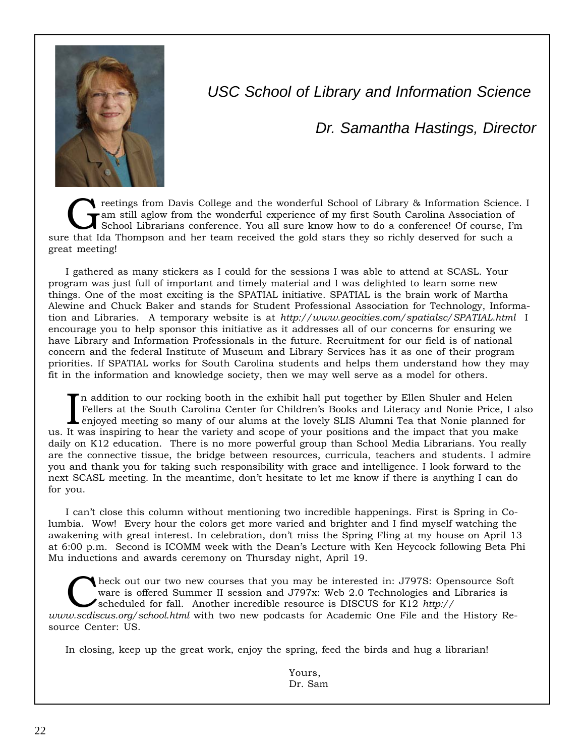## *USC School of Library and Information Science*

### *Dr. Samantha Hastings, Director*

Greetings from Davis College and the wonderful School of Library & Information Science. I am still aglow from the wonderful experience of my first South Carolina Association of School Librarians conference. You all sure know how to do a conference! Of course, I'm sure that Ida Thompson and her team received the gold stars they so richly deserved for such a great meeting!

I gathered as many stickers as I could for the sessions I was able to attend at SCASL. Your program was just full of important and timely material and I was delighted to learn some new things. One of the most exciting is the SPATIAL initiative. SPATIAL is the brain work of Martha Alewine and Chuck Baker and stands for Student Professional Association for Technology, Information and Libraries. A temporary website is at *http://www.geocities.com/spatialsc/SPATIAL.html* I encourage you to help sponsor this initiative as it addresses all of our concerns for ensuring we have Library and Information Professionals in the future. Recruitment for our field is of national concern and the federal Institute of Museum and Library Services has it as one of their program priorities. If SPATIAL works for South Carolina students and helps them understand how they may fit in the information and knowledge society, then we may well serve as a model for others.

In addition to our rocking booth in the exhibit hall put together by Ellen Shuler and Helen Fellers at the South Carolina Center for Children's Books and Literacy and Nonie Price, I also enjoyed meeting so many of our alums at the lovely SLIS Alumni Tea that Nonie planned for us. It was inspiring to hear the variety and scope of your positions and the impact that you make daily on K12 education. There is no more powerful group than School Media Librarians. You really are the connective tissue, the bridge between resources, curricula, teachers and students. I admire you and thank you for taking such responsibility with grace and intelligence. I look forward to the next SCASL meeting. In the meantime, don't hesitate to let me know if there is anything I can do for you.

I can't close this column without mentioning two incredible happenings. First is Spring in Columbia. Wow! Every hour the colors get more varied and brighter and I find myself watching the awakening with great interest. In celebration, don't miss the Spring Fling at my house on April 13 at 6:00 p.m. Second is ICOMM week with the Dean's Lecture with Ken Heycock following Beta Phi Mu inductions and awards ceremony on Thursday night, April 19.

Check out our two new courses that you may be interested in: J797S: Opensource Software is offered Summer II session and J797x: Web 2.0 Technologies and Libraries is scheduled for fall. Another incredible resource is DISCUS for K12 *http://www.scdiscus.org/school.html* with two new podcasts for Academic One File and the History Resource Center: US.

In closing, keep up the great work, enjoy the spring, feed the birds and hug a librarian!

Yours,
Dr. Sam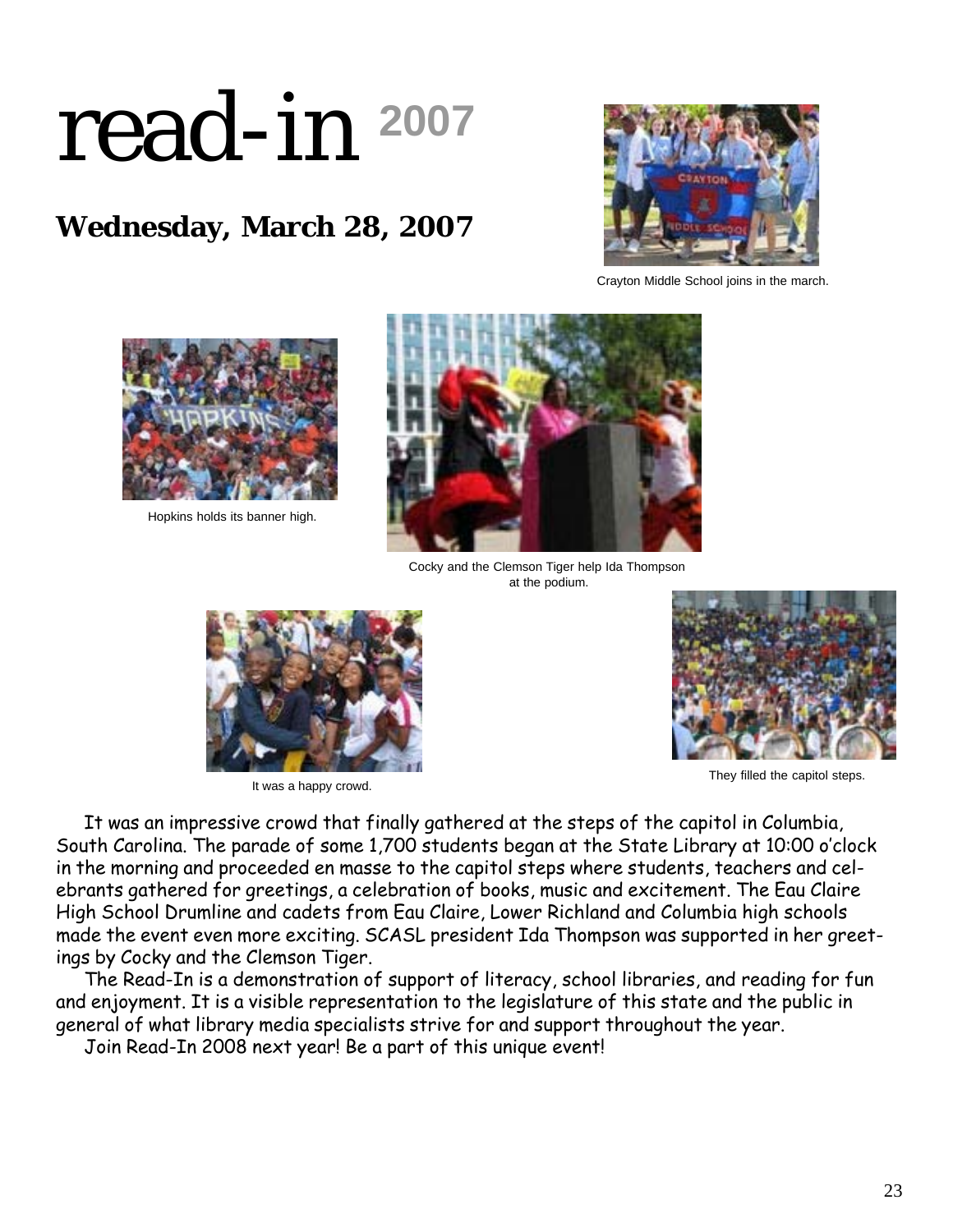# read-in 2007

## Wednesday, March 28, 2007

Crayton Middle School joins in the march.

Hopkins holds its banner high.

Cocky and the Clemson Tiger help Ida Thompson at the podium.

It was a happy crowd.

They filled the capitol steps.

It was an impressive crowd that finally gathered at the steps of the capitol in Columbia, South Carolina. The parade of some 1,700 students began at the State Library at 10:00 o'clock in the morning and proceeded en masse to the capitol steps where students, teachers and celebrants gathered for greetings, a celebration of books, music and excitement. The Eau Claire High School Drumline and cadets from Eau Claire, Lower Richland and Columbia high schools made the event even more exciting. SCASL president Ida Thompson was supported in her greetings by Cocky and the Clemson Tiger.

The Read-In is a demonstration of support of literacy, school libraries, and reading for fun and enjoyment. It is a visible representation to the legislature of this state and the public in general of what library media specialists strive for and support throughout the year.

Join Read-In 2008 next year! Be a part of this unique event!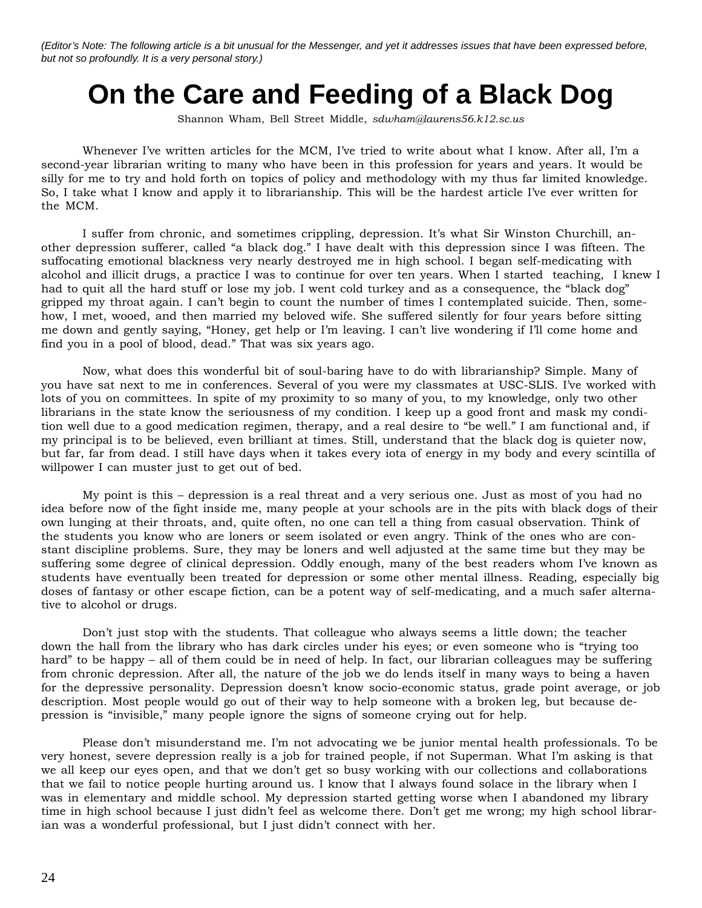*(Editor's Note: The following article is a bit unusual for the Messenger, and yet it addresses issues that have been expressed before, but not so profoundly. It is a very personal story.)*

# On the Care and Feeding of a Black Dog

Shannon Wham, Bell Street Middle, *sdwham@laurens56.k12.sc.us*

Whenever I've written articles for the MCM, I've tried to write about what I know. After all, I'm a second-year librarian writing to many who have been in this profession for years and years. It would be silly for me to try and hold forth on topics of policy and methodology with my thus far limited knowledge. So, I take what I know and apply it to librarianship. This will be the hardest article I've ever written for the MCM.

I suffer from chronic, and sometimes crippling, depression. It's what Sir Winston Churchill, another depression sufferer, called "a black dog." I have dealt with this depression since I was fifteen. The suffocating emotional blackness very nearly destroyed me in high school. I began self-medicating with alcohol and illicit drugs, a practice I was to continue for over ten years. When I started teaching, I knew I had to quit all the hard stuff or lose my job. I went cold turkey and as a consequence, the "black dog" gripped my throat again. I can't begin to count the number of times I contemplated suicide. Then, somehow, I met, wooed, and then married my beloved wife. She suffered silently for four years before sitting me down and gently saying, "Honey, get help or I'm leaving. I can't live wondering if I'll come home and find you in a pool of blood, dead." That was six years ago.

Now, what does this wonderful bit of soul-baring have to do with librarianship? Simple. Many of you have sat next to me in conferences. Several of you were my classmates at USC-SLIS. I've worked with lots of you on committees. In spite of my proximity to so many of you, to my knowledge, only two other librarians in the state know the seriousness of my condition. I keep up a good front and mask my condition well due to a good medication regimen, therapy, and a real desire to "be well." I am functional and, if my principal is to be believed, even brilliant at times. Still, understand that the black dog is quieter now, but far, far from dead. I still have days when it takes every iota of energy in my body and every scintilla of willpower I can muster just to get out of bed.

My point is this – depression is a real threat and a very serious one. Just as most of you had no idea before now of the fight inside me, many people at your schools are in the pits with black dogs of their own lunging at their throats, and, quite often, no one can tell a thing from casual observation. Think of the students you know who are loners or seem isolated or even angry. Think of the ones who are constant discipline problems. Sure, they may be loners and well adjusted at the same time but they may be suffering some degree of clinical depression. Oddly enough, many of the best readers whom I've known as students have eventually been treated for depression or some other mental illness. Reading, especially big doses of fantasy or other escape fiction, can be a potent way of self-medicating, and a much safer alternative to alcohol or drugs.

Don't just stop with the students. That colleague who always seems a little down; the teacher down the hall from the library who has dark circles under his eyes; or even someone who is "trying too hard" to be happy – all of them could be in need of help. In fact, our librarian colleagues may be suffering from chronic depression. After all, the nature of the job we do lends itself in many ways to being a haven for the depressive personality. Depression doesn't know socio-economic status, grade point average, or job description. Most people would go out of their way to help someone with a broken leg, but because depression is "invisible," many people ignore the signs of someone crying out for help.

Please don't misunderstand me. I'm not advocating we be junior mental health professionals. To be very honest, severe depression really is a job for trained people, if not Superman. What I'm asking is that we all keep our eyes open, and that we don't get so busy working with our collections and collaborations that we fail to notice people hurting around us. I know that I always found solace in the library when I was in elementary and middle school. My depression started getting worse when I abandoned my library time in high school because I just didn't feel as welcome there. Don't get me wrong; my high school librarian was a wonderful professional, but I just didn't connect with her.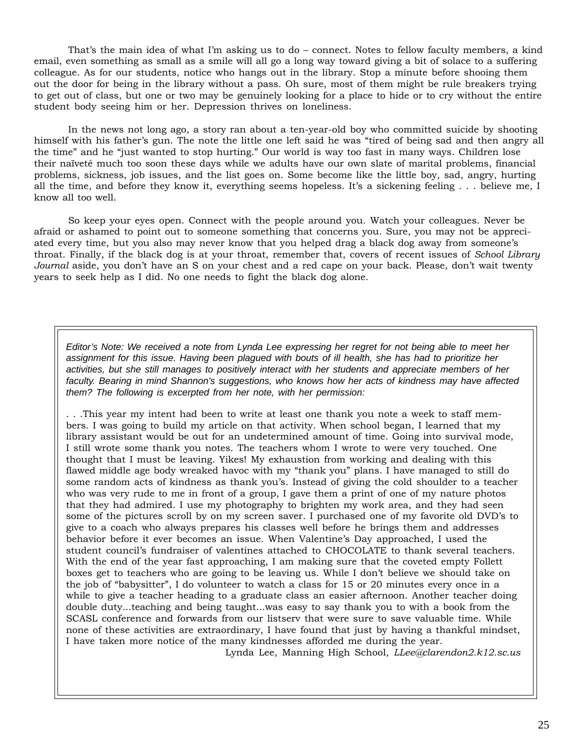That's the main idea of what I'm asking us to do – connect. Notes to fellow faculty members, a kind email, even something as small as a smile will all go a long way toward giving a bit of solace to a suffering colleague. As for our students, notice who hangs out in the library. Stop a minute before shooing them out the door for being in the library without a pass. Oh sure, most of them might be rule breakers trying to get out of class, but one or two may be genuinely looking for a place to hide or to cry without the entire student body seeing him or her. Depression thrives on loneliness.

In the news not long ago, a story ran about a ten-year-old boy who committed suicide by shooting himself with his father's gun. The note the little one left said he was "tired of being sad and then angry all the time" and he "just wanted to stop hurting." Our world is way too fast in many ways. Children lose their naïveté much too soon these days while we adults have our own slate of marital problems, financial problems, sickness, job issues, and the list goes on. Some become like the little boy, sad, angry, hurting all the time, and before they know it, everything seems hopeless. It's a sickening feeling . . . believe me, I know all too well.

So keep your eyes open. Connect with the people around you. Watch your colleagues. Never be afraid or ashamed to point out to someone something that concerns you. Sure, you may not be appreciated every time, but you also may never know that you helped drag a black dog away from someone's throat. Finally, if the black dog is at your throat, remember that, covers of recent issues of *School Library Journal* aside, you don't have an S on your chest and a red cape on your back. Please, don't wait twenty years to seek help as I did. No one needs to fight the black dog alone.

*Editor's Note: We received a note from Lynda Lee expressing her regret for not being able to meet her assignment for this issue. Having been plagued with bouts of ill health, she has had to prioritize her activities, but she still manages to positively interact with her students and appreciate members of her faculty. Bearing in mind Shannon's suggestions, who knows how her acts of kindness may have affected them? The following is excerpted from her note, with her permission:*

. . .This year my intent had been to write at least one thank you note a week to staff members. I was going to build my article on that activity. When school began, I learned that my library assistant would be out for an undetermined amount of time. Going into survival mode, I still wrote some thank you notes. The teachers whom I wrote to were very touched. One thought that I must be leaving. Yikes! My exhaustion from working and dealing with this flawed middle age body wreaked havoc with my "thank you" plans. I have managed to still do some random acts of kindness as thank you's. Instead of giving the cold shoulder to a teacher who was very rude to me in front of a group, I gave them a print of one of my nature photos that they had admired. I use my photography to brighten my work area, and they had seen some of the pictures scroll by on my screen saver. I purchased one of my favorite old DVD's to give to a coach who always prepares his classes well before he brings them and addresses behavior before it ever becomes an issue. When Valentine's Day approached, I used the student council's fundraiser of valentines attached to CHOCOLATE to thank several teachers. With the end of the year fast approaching, I am making sure that the coveted empty Follett boxes get to teachers who are going to be leaving us. While I don't believe we should take on the job of "babysitter", I do volunteer to watch a class for 15 or 20 minutes every once in a while to give a teacher heading to a graduate class an easier afternoon. Another teacher doing double duty...teaching and being taught...was easy to say thank you to with a book from the SCASL conference and forwards from our listserv that were sure to save valuable time. While none of these activities are extraordinary, I have found that just by having a thankful mindset, I have taken more notice of the many kindnesses afforded me during the year.

Lynda Lee, Manning High School, *LLee@clarendon2.k12.sc.us*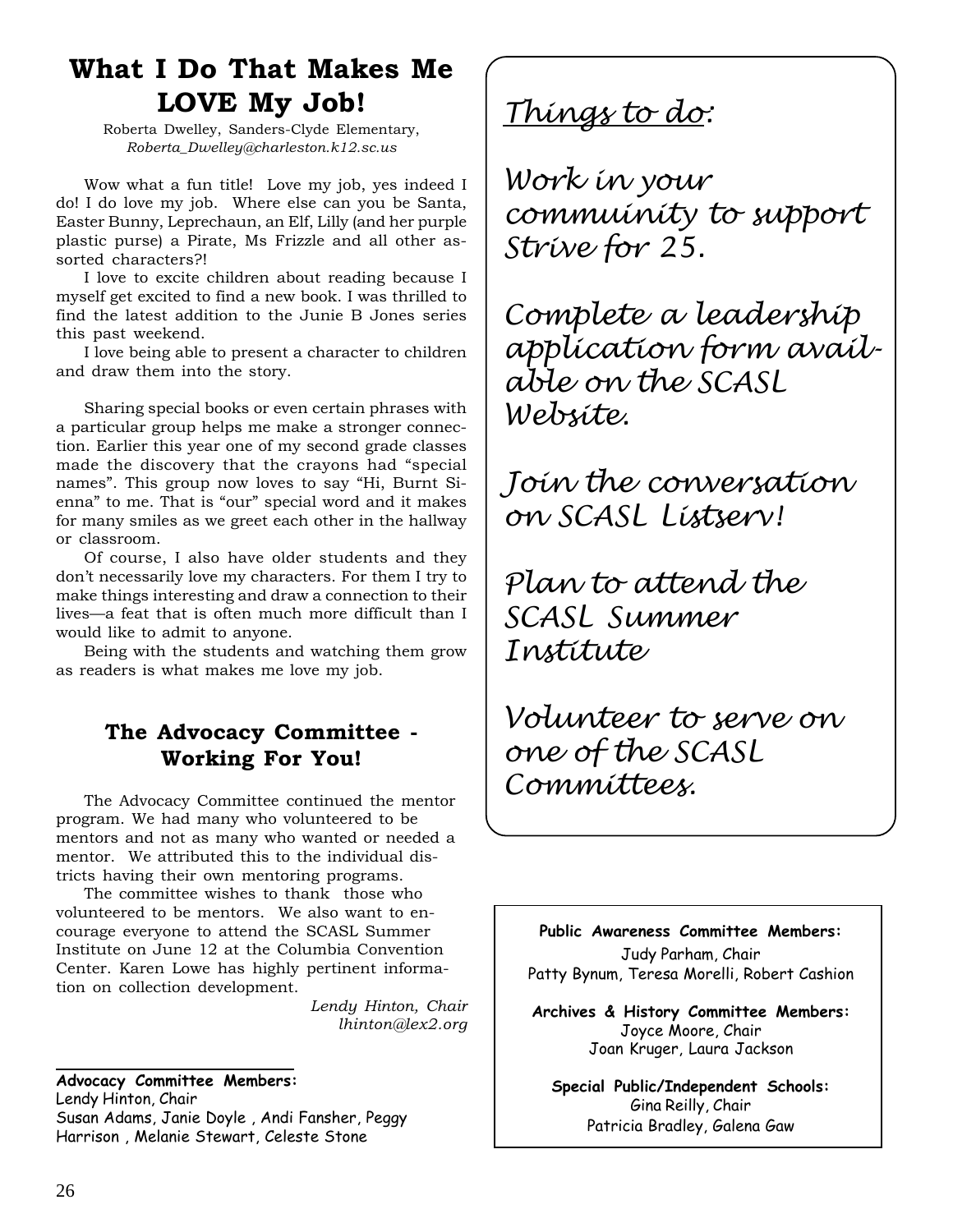# What I Do That Makes Me LOVE My Job!

Roberta Dwelley, Sanders-Clyde Elementary, *Roberta_Dwelley@charleston.k12.sc.us*

Wow what a fun title! Love my job, yes indeed I do! I do love my job. Where else can you be Santa, Easter Bunny, Leprechaun, an Elf, Lilly (and her purple plastic purse) a Pirate, Ms Frizzle and all other assorted characters?!

I love to excite children about reading because I myself get excited to find a new book. I was thrilled to find the latest addition to the Junie B Jones series this past weekend.

I love being able to present a character to children and draw them into the story.

Sharing special books or even certain phrases with a particular group helps me make a stronger connection. Earlier this year one of my second grade classes made the discovery that the crayons had "special names". This group now loves to say "Hi, Burnt Sienna" to me. That is "our" special word and it makes for many smiles as we greet each other in the hallway or classroom.

Of course, I also have older students and they don't necessarily love my characters. For them I try to make things interesting and draw a connection to their lives—a feat that is often much more difficult than I would like to admit to anyone.

Being with the students and watching them grow as readers is what makes me love my job.

## The Advocacy Committee - Working For You!

The Advocacy Committee continued the mentor program. We had many who volunteered to be mentors and not as many who wanted or needed a mentor. We attributed this to the individual districts having their own mentoring programs.

The committee wishes to thank those who volunteered to be mentors. We also want to encourage everyone to attend the SCASL Summer Institute on June 12 at the Columbia Convention Center. Karen Lowe has highly pertinent information on collection development.

*Lendy Hinton, Chair*
*lhinton@lex2.org*

**Advocacy Committee Members:**
Lendy Hinton, Chair
Susan Adams, Janie Doyle , Andi Fansher, Peggy Harrison , Melanie Stewart, Celeste Stone

*Things to do:*

*Work in your commuinity to support Strive for 25.*

*Complete a leadership application form available on the SCASL Website.*

*Join the conversation on SCASL Listserv!*

*Plan to attend the SCASL Summer Institute*

*Volunteer to serve on one of the SCASL Committees.*

**Public Awareness Committee Members:**
Judy Parham, Chair
Patty Bynum, Teresa Morelli, Robert Cashion

**Archives & History Committee Members:**
Joyce Moore, Chair
Joan Kruger, Laura Jackson

**Special Public/Independent Schools:**
Gina Reilly, Chair
Patricia Bradley, Galena Gaw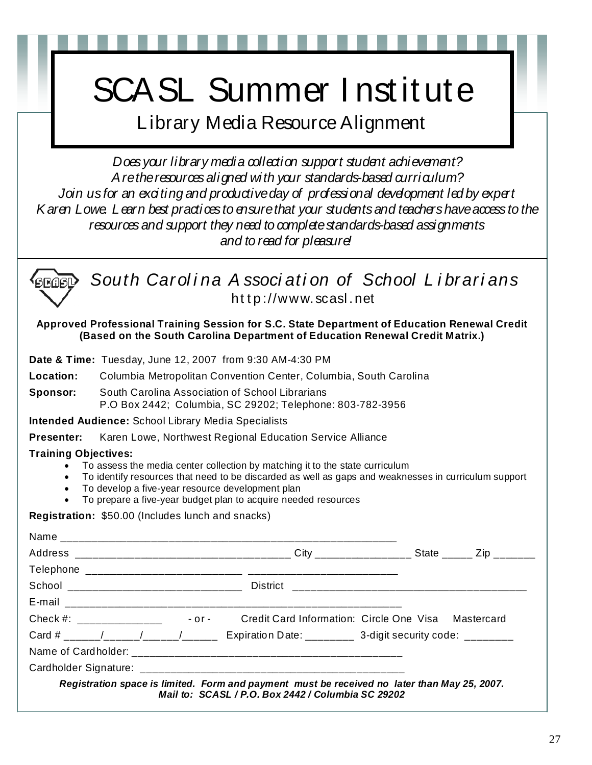# SCASL Summer Institute

## Library Media Resource Alignment

*Does your library media collection support student achievement?*
*Are the resources aligned with your standards-based curriculum?*
*Join us for an exciting and productive day of professional development led by expert Karen Lowe. Learn best practices to ensure that your students and teachers have access to the resources and support they need to complete standards-based assignments and to read for pleasure!*

---

## *South Carolina Association of School Librarians*

http://www.scasl.net

**Approved Professional Training Session for S.C. State Department of Education Renewal Credit (Based on the South Carolina Department of Education Renewal Credit Matrix.)**

**Date & Time:** Tuesday, June 12, 2007 from 9:30 AM-4:30 PM

**Location:** Columbia Metropolitan Convention Center, Columbia, South Carolina

**Sponsor:** South Carolina Association of School Librarians
P.O Box 2442; Columbia, SC 29202; Telephone: 803-782-3956

**Intended Audience:** School Library Media Specialists

**Presenter:** Karen Lowe, Northwest Regional Education Service Alliance

**Training Objectives:**

- To assess the media center collection by matching it to the state curriculum
- To identify resources that need to be discarded as well as gaps and weaknesses in curriculum support
- To develop a five-year resource development plan
- To prepare a five-year budget plan to acquire needed resources

**Registration:** $50.00 (Includes lunch and snacks)

Name ____________________________________________________________

Address ____________________________________ City ________________ State _____ Zip _______

Telephone __________________________ _________________________

School _____________________________ District _______________________________________

E-mail ____________________________________________________________

Check #: ______________ - or - Credit Card Information: Circle One Visa Mastercard

Card # ______/______/______/______ Expiration Date: ________ 3-digit security code: ________

Name of Cardholder: _____________________________________________

Cardholder Signature: ____________________________________________

***Registration space is limited. Form and payment must be received no later than May 25, 2007.***
***Mail to: SCASL / P.O. Box 2442 / Columbia SC 29202***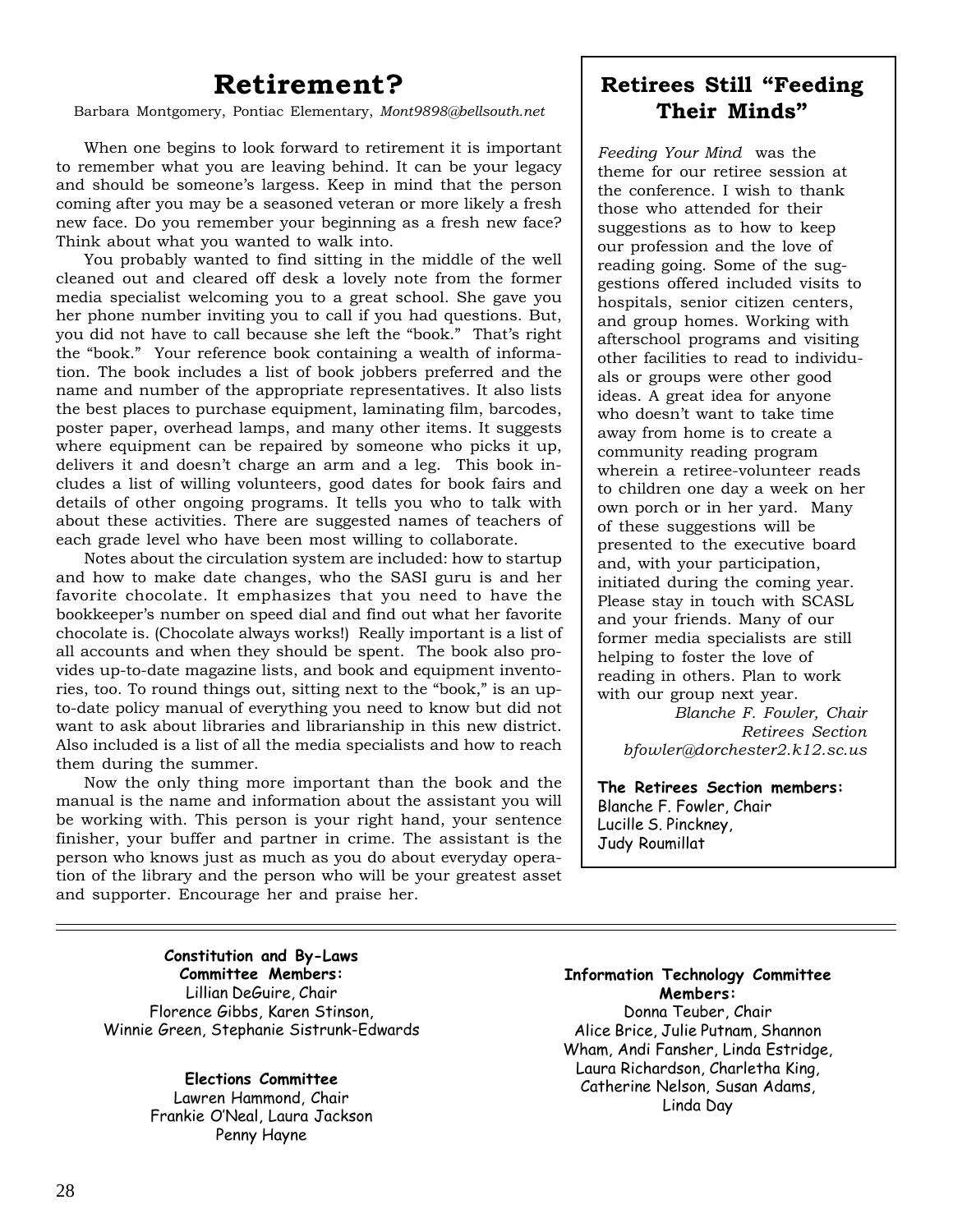# Retirement?

Barbara Montgomery, Pontiac Elementary, *Mont9898@bellsouth.net*

When one begins to look forward to retirement it is important to remember what you are leaving behind. It can be your legacy and should be someone's largess. Keep in mind that the person coming after you may be a seasoned veteran or more likely a fresh new face. Do you remember your beginning as a fresh new face? Think about what you wanted to walk into.

You probably wanted to find sitting in the middle of the well cleaned out and cleared off desk a lovely note from the former media specialist welcoming you to a great school. She gave you her phone number inviting you to call if you had questions. But, you did not have to call because she left the "book." That's right the "book." Your reference book containing a wealth of information. The book includes a list of book jobbers preferred and the name and number of the appropriate representatives. It also lists the best places to purchase equipment, laminating film, barcodes, poster paper, overhead lamps, and many other items. It suggests where equipment can be repaired by someone who picks it up, delivers it and doesn't charge an arm and a leg. This book includes a list of willing volunteers, good dates for book fairs and details of other ongoing programs. It tells you who to talk with about these activities. There are suggested names of teachers of each grade level who have been most willing to collaborate.

Notes about the circulation system are included: how to startup and how to make date changes, who the SASI guru is and her favorite chocolate. It emphasizes that you need to have the bookkeeper's number on speed dial and find out what her favorite chocolate is. (Chocolate always works!) Really important is a list of all accounts and when they should be spent. The book also provides up-to-date magazine lists, and book and equipment inventories, too. To round things out, sitting next to the "book," is an up-to-date policy manual of everything you need to know but did not want to ask about libraries and librarianship in this new district. Also included is a list of all the media specialists and how to reach them during the summer.

Now the only thing more important than the book and the manual is the name and information about the assistant you will be working with. This person is your right hand, your sentence finisher, your buffer and partner in crime. The assistant is the person who knows just as much as you do about everyday operation of the library and the person who will be your greatest asset and supporter. Encourage her and praise her.

## Retirees Still "Feeding Their Minds"

*Feeding Your Mind* was the theme for our retiree session at the conference. I wish to thank those who attended for their suggestions as to how to keep our profession and the love of reading going. Some of the suggestions offered included visits to hospitals, senior citizen centers, and group homes. Working with afterschool programs and visiting other facilities to read to individuals or groups were other good ideas. A great idea for anyone who doesn't want to take time away from home is to create a community reading program wherein a retiree-volunteer reads to children one day a week on her own porch or in her yard. Many of these suggestions will be presented to the executive board and, with your participation, initiated during the coming year. Please stay in touch with SCASL and your friends. Many of our former media specialists are still helping to foster the love of reading in others. Plan to work with our group next year.

*Blanche F. Fowler, Chair*
*Retirees Section*
*bfowler@dorchester2.k12.sc.us*

**The Retirees Section members:**
Blanche F. Fowler, Chair
Lucille S. Pinckney,
Judy Roumillat

---

**Constitution and By-Laws Committee Members:**
Lillian DeGuire, Chair
Florence Gibbs, Karen Stinson,
Winnie Green, Stephanie Sistrunk-Edwards

**Elections Committee**
Lawren Hammond, Chair
Frankie O'Neal, Laura Jackson
Penny Hayne

**Information Technology Committee Members:**
Donna Teuber, Chair
Alice Brice, Julie Putnam, Shannon Wham, Andi Fansher, Linda Estridge, Laura Richardson, Charletha King, Catherine Nelson, Susan Adams, Linda Day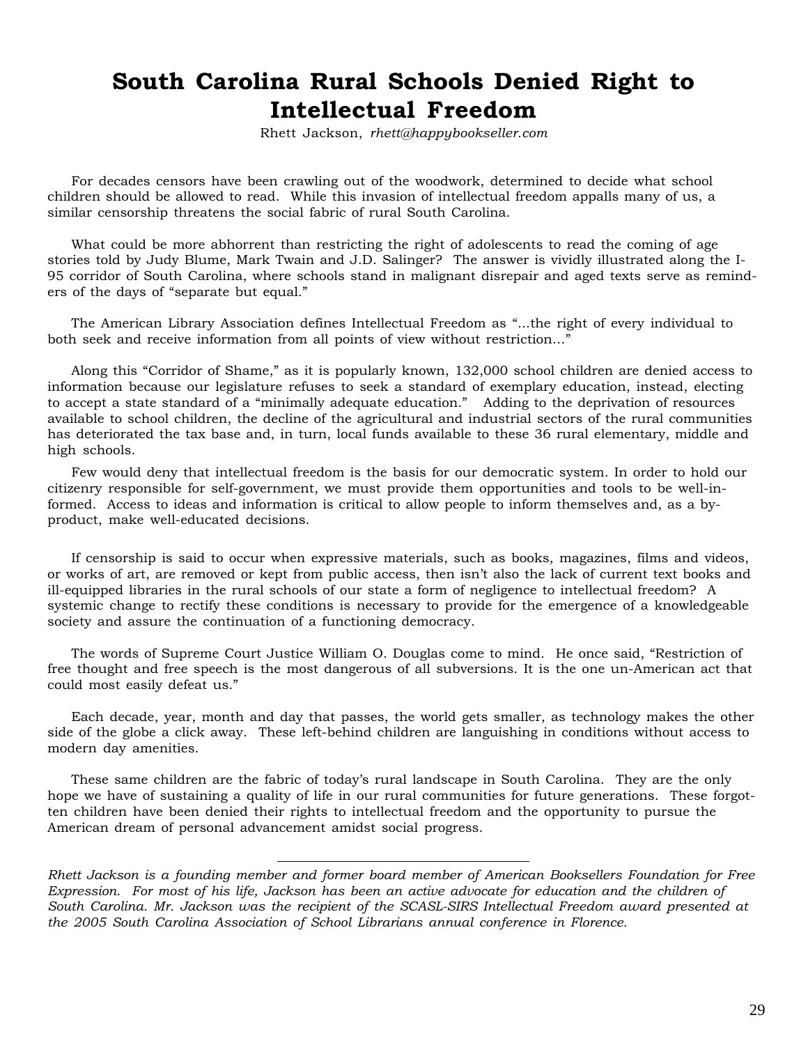# South Carolina Rural Schools Denied Right to Intellectual Freedom

Rhett Jackson, *rhett@happybookseller.com*

For decades censors have been crawling out of the woodwork, determined to decide what school children should be allowed to read. While this invasion of intellectual freedom appalls many of us, a similar censorship threatens the social fabric of rural South Carolina.

What could be more abhorrent than restricting the right of adolescents to read the coming of age stories told by Judy Blume, Mark Twain and J.D. Salinger? The answer is vividly illustrated along the I-95 corridor of South Carolina, where schools stand in malignant disrepair and aged texts serve as reminders of the days of "separate but equal."

The American Library Association defines Intellectual Freedom as "...the right of every individual to both seek and receive information from all points of view without restriction..."

Along this "Corridor of Shame," as it is popularly known, 132,000 school children are denied access to information because our legislature refuses to seek a standard of exemplary education, instead, electing to accept a state standard of a "minimally adequate education." Adding to the deprivation of resources available to school children, the decline of the agricultural and industrial sectors of the rural communities has deteriorated the tax base and, in turn, local funds available to these 36 rural elementary, middle and high schools.

Few would deny that intellectual freedom is the basis for our democratic system. In order to hold our citizenry responsible for self-government, we must provide them opportunities and tools to be well-informed. Access to ideas and information is critical to allow people to inform themselves and, as a by-product, make well-educated decisions.

If censorship is said to occur when expressive materials, such as books, magazines, films and videos, or works of art, are removed or kept from public access, then isn't also the lack of current text books and ill-equipped libraries in the rural schools of our state a form of negligence to intellectual freedom? A systemic change to rectify these conditions is necessary to provide for the emergence of a knowledgeable society and assure the continuation of a functioning democracy.

The words of Supreme Court Justice William O. Douglas come to mind. He once said, "Restriction of free thought and free speech is the most dangerous of all subversions. It is the one un-American act that could most easily defeat us."

Each decade, year, month and day that passes, the world gets smaller, as technology makes the other side of the globe a click away. These left-behind children are languishing in conditions without access to modern day amenities.

These same children are the fabric of today's rural landscape in South Carolina. They are the only hope we have of sustaining a quality of life in our rural communities for future generations. These forgotten children have been denied their rights to intellectual freedom and the opportunity to pursue the American dream of personal advancement amidst social progress.

---

*Rhett Jackson is a founding member and former board member of American Booksellers Foundation for Free Expression. For most of his life, Jackson has been an active advocate for education and the children of South Carolina. Mr. Jackson was the recipient of the SCASL-SIRS Intellectual Freedom award presented at the 2005 South Carolina Association of School Librarians annual conference in Florence.*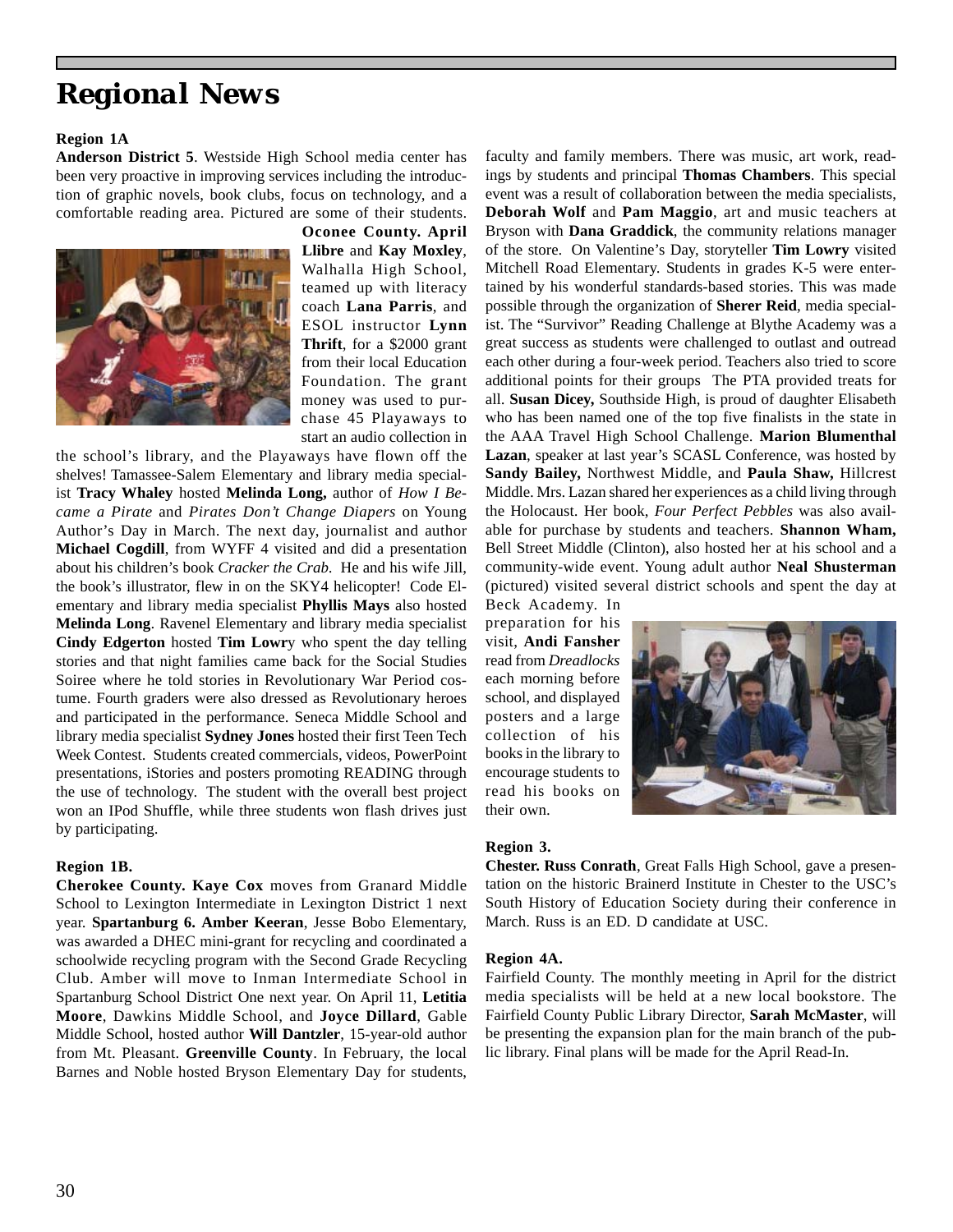# Regional News

**Region 1A**

**Anderson District 5**. Westside High School media center has been very proactive in improving services including the introduction of graphic novels, book clubs, focus on technology, and a comfortable reading area. Pictured are some of their students. **Oconee County. April Llibre** and **Kay Moxley**, Walhalla High School, teamed up with literacy coach **Lana Parris**, and ESOL instructor **Lynn Thrift**, for a $2000 grant from their local Education Foundation. The grant money was used to purchase 45 Playaways to start an audio collection in the school's library, and the Playaways have flown off the shelves! Tamassee-Salem Elementary and library media specialist **Tracy Whaley** hosted **Melinda Long,** author of *How I Became a Pirate* and *Pirates Don't Change Diapers* on Young Author's Day in March. The next day, journalist and author **Michael Cogdill**, from WYFF 4 visited and did a presentation about his children's book *Cracker the Crab.* He and his wife Jill, the book's illustrator, flew in on the SKY4 helicopter! Code Elementary and library media specialist **Phyllis Mays** also hosted **Melinda Long**. Ravenel Elementary and library media specialist **Cindy Edgerton** hosted **Tim Lowr**y who spent the day telling stories and that night families came back for the Social Studies Soiree where he told stories in Revolutionary War Period costume. Fourth graders were also dressed as Revolutionary heroes and participated in the performance. Seneca Middle School and library media specialist **Sydney Jones** hosted their first Teen Tech Week Contest. Students created commercials, videos, PowerPoint presentations, iStories and posters promoting READING through the use of technology. The student with the overall best project won an IPod Shuffle, while three students won flash drives just by participating.

**Region 1B.**

**Cherokee County. Kaye Cox** moves from Granard Middle School to Lexington Intermediate in Lexington District 1 next year. **Spartanburg 6. Amber Keeran**, Jesse Bobo Elementary, was awarded a DHEC mini-grant for recycling and coordinated a schoolwide recycling program with the Second Grade Recycling Club. Amber will move to Inman Intermediate School in Spartanburg School District One next year. On April 11, **Letitia Moore**, Dawkins Middle School, and **Joyce Dillard**, Gable Middle School, hosted author **Will Dantzler**, 15-year-old author from Mt. Pleasant. **Greenville County**. In February, the local Barnes and Noble hosted Bryson Elementary Day for students, faculty and family members. There was music, art work, readings by students and principal **Thomas Chambers**. This special event was a result of collaboration between the media specialists, **Deborah Wolf** and **Pam Maggio**, art and music teachers at Bryson with **Dana Graddick**, the community relations manager of the store. On Valentine's Day, storyteller **Tim Lowry** visited Mitchell Road Elementary. Students in grades K-5 were entertained by his wonderful standards-based stories. This was made possible through the organization of **Sherer Reid**, media specialist. The "Survivor" Reading Challenge at Blythe Academy was a great success as students were challenged to outlast and outread each other during a four-week period. Teachers also tried to score additional points for their groups The PTA provided treats for all. **Susan Dicey,** Southside High, is proud of daughter Elisabeth who has been named one of the top five finalists in the state in the AAA Travel High School Challenge. **Marion Blumenthal Lazan**, speaker at last year's SCASL Conference, was hosted by **Sandy Bailey,** Northwest Middle, and **Paula Shaw,** Hillcrest Middle. Mrs. Lazan shared her experiences as a child living through the Holocaust. Her book, *Four Perfect Pebbles* was also available for purchase by students and teachers. **Shannon Wham,** Bell Street Middle (Clinton), also hosted her at his school and a community-wide event. Young adult author **Neal Shusterman** (pictured) visited several district schools and spent the day at Beck Academy. In preparation for his visit, **Andi Fansher** read from *Dreadlocks* each morning before school, and displayed posters and a large collection of his books in the library to encourage students to read his books on their own.

**Region 3.**

**Chester. Russ Conrath**, Great Falls High School, gave a presentation on the historic Brainerd Institute in Chester to the USC's South History of Education Society during their conference in March. Russ is an ED. D candidate at USC.

**Region 4A.**

Fairfield County. The monthly meeting in April for the district media specialists will be held at a new local bookstore. The Fairfield County Public Library Director, **Sarah McMaster**, will be presenting the expansion plan for the main branch of the public library. Final plans will be made for the April Read-In.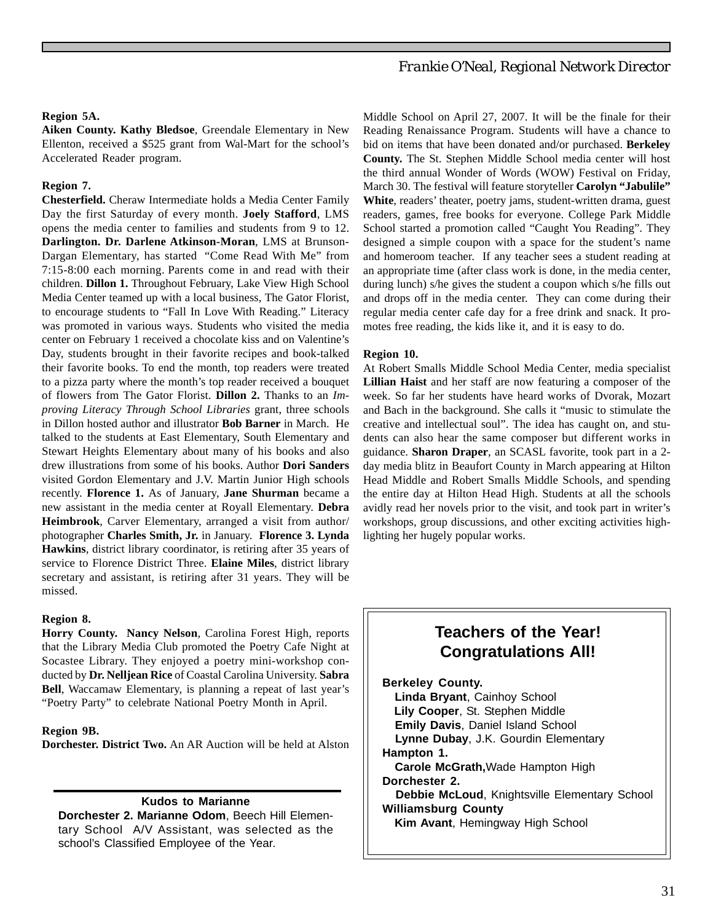*Frankie O'Neal, Regional Network Director*

**Region 5A.**

**Aiken County. Kathy Bledsoe**, Greendale Elementary in New Ellenton, received a $525 grant from Wal-Mart for the school's Accelerated Reader program.

**Region 7.**

**Chesterfield.** Cheraw Intermediate holds a Media Center Family Day the first Saturday of every month. **Joely Stafford**, LMS opens the media center to families and students from 9 to 12. **Darlington. Dr. Darlene Atkinson-Moran**, LMS at Brunson-Dargan Elementary, has started "Come Read With Me" from 7:15-8:00 each morning. Parents come in and read with their children. **Dillon 1.** Throughout February, Lake View High School Media Center teamed up with a local business, The Gator Florist, to encourage students to "Fall In Love With Reading." Literacy was promoted in various ways. Students who visited the media center on February 1 received a chocolate kiss and on Valentine's Day, students brought in their favorite recipes and book-talked their favorite books. To end the month, top readers were treated to a pizza party where the month's top reader received a bouquet of flowers from The Gator Florist. **Dillon 2.** Thanks to an *Improving Literacy Through School Libraries* grant, three schools in Dillon hosted author and illustrator **Bob Barner** in March. He talked to the students at East Elementary, South Elementary and Stewart Heights Elementary about many of his books and also drew illustrations from some of his books. Author **Dori Sanders** visited Gordon Elementary and J.V. Martin Junior High schools recently. **Florence 1.** As of January, **Jane Shurman** became a new assistant in the media center at Royall Elementary. **Debra Heimbrook**, Carver Elementary, arranged a visit from author/photographer **Charles Smith, Jr.** in January. **Florence 3. Lynda Hawkins**, district library coordinator, is retiring after 35 years of service to Florence District Three. **Elaine Miles**, district library secretary and assistant, is retiring after 31 years. They will be missed.

**Region 8.**

**Horry County. Nancy Nelson**, Carolina Forest High, reports that the Library Media Club promoted the Poetry Cafe Night at Socastee Library. They enjoyed a poetry mini-workshop conducted by **Dr. Nelljean Rice** of Coastal Carolina University. **Sabra Bell**, Waccamaw Elementary, is planning a repeat of last year's "Poetry Party" to celebrate National Poetry Month in April.

**Region 9B.**

**Dorchester. District Two.** An AR Auction will be held at Alston Middle School on April 27, 2007. It will be the finale for their Reading Renaissance Program. Students will have a chance to bid on items that have been donated and/or purchased. **Berkeley County.** The St. Stephen Middle School media center will host the third annual Wonder of Words (WOW) Festival on Friday, March 30. The festival will feature storyteller **Carolyn "Jabulile" White**, readers' theater, poetry jams, student-written drama, guest readers, games, free books for everyone. College Park Middle School started a promotion called "Caught You Reading". They designed a simple coupon with a space for the student's name and homeroom teacher. If any teacher sees a student reading at an appropriate time (after class work is done, in the media center, during lunch) s/he gives the student a coupon which s/he fills out and drops off in the media center. They can come during their regular media center cafe day for a free drink and snack. It promotes free reading, the kids like it, and it is easy to do.

**Region 10.**

At Robert Smalls Middle School Media Center, media specialist **Lillian Haist** and her staff are now featuring a composer of the week. So far her students have heard works of Dvorak, Mozart and Bach in the background. She calls it "music to stimulate the creative and intellectual soul". The idea has caught on, and students can also hear the same composer but different works in guidance. **Sharon Draper**, an SCASL favorite, took part in a 2-day media blitz in Beaufort County in March appearing at Hilton Head Middle and Robert Smalls Middle Schools, and spending the entire day at Hilton Head High. Students at all the schools avidly read her novels prior to the visit, and took part in writer's workshops, group discussions, and other exciting activities highlighting her hugely popular works.

**Kudos to Marianne**

**Dorchester 2. Marianne Odom**, Beech Hill Elementary School A/V Assistant, was selected as the school's Classified Employee of the Year.

## Teachers of the Year! Congratulations All!

**Berkeley County.**
- **Linda Bryant**, Cainhoy School
- **Lily Cooper**, St. Stephen Middle
- **Emily Davis**, Daniel Island School
- **Lynne Dubay**, J.K. Gourdin Elementary

**Hampton 1.**
- **Carole McGrath,** Wade Hampton High

**Dorchester 2.**
- **Debbie McLoud**, Knightsville Elementary School

**Williamsburg County**
- **Kim Avant**, Hemingway High School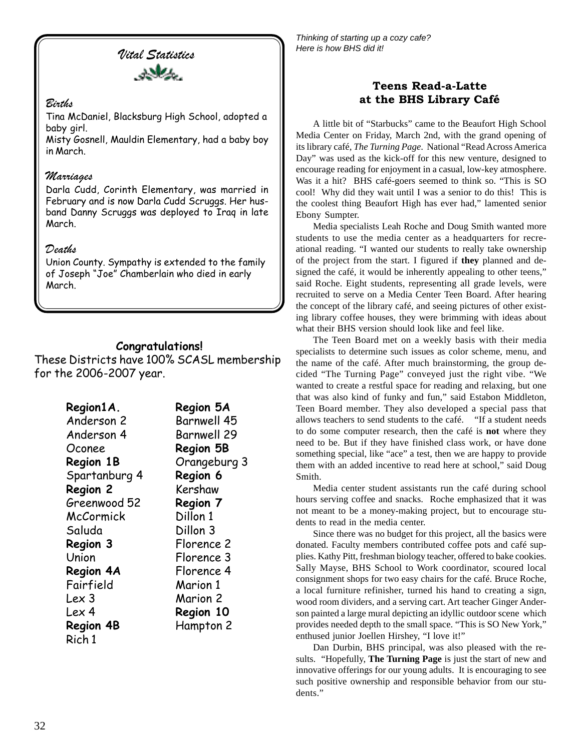## Vital Statistics

### Births

Tina McDaniel, Blacksburg High School, adopted a baby girl.
Misty Gosnell, Mauldin Elementary, had a baby boy in March.

### Marriages

Darla Cudd, Corinth Elementary, was married in February and is now Darla Cudd Scruggs. Her husband Danny Scruggs was deployed to Iraq in late March.

### Deaths

Union County. Sympathy is extended to the family of Joseph "Joe" Chamberlain who died in early March.

**Congratulations!**

These Districts have 100% SCASL membership for the 2006-2007 year.

**Region1A.**
Anderson 2
Anderson 4
Oconee
**Region 1B**
Spartanburg 4
**Region 2**
Greenwood 52
McCormick
Saluda
**Region 3**
Union
**Region 4A**
Fairfield
Lex 3
Lex 4
**Region 4B**
Rich 1
**Region 5A**
Barnwell 45
Barnwell 29
**Region 5B**
Orangeburg 3
**Region 6**
Kershaw
**Region 7**
Dillon 1
Dillon 3
Florence 2
Florence 3
Florence 4
Marion 1
Marion 2
**Region 10**
Hampton 2

*Thinking of starting up a cozy cafe? Here is how BHS did it!*

## Teens Read-a-Latte at the BHS Library Café

A little bit of "Starbucks" came to the Beaufort High School Media Center on Friday, March 2nd, with the grand opening of its library café, *The Turning Page*. National "Read Across America Day" was used as the kick-off for this new venture, designed to encourage reading for enjoyment in a casual, low-key atmosphere. Was it a hit? BHS café-goers seemed to think so. "This is SO cool! Why did they wait until I was a senior to do this! This is the coolest thing Beaufort High has ever had," lamented senior Ebony Sumpter.

Media specialists Leah Roche and Doug Smith wanted more students to use the media center as a headquarters for recreational reading. "I wanted our students to really take ownership of the project from the start. I figured if **they** planned and designed the café, it would be inherently appealing to other teens," said Roche. Eight students, representing all grade levels, were recruited to serve on a Media Center Teen Board. After hearing the concept of the library café, and seeing pictures of other existing library coffee houses, they were brimming with ideas about what their BHS version should look like and feel like.

The Teen Board met on a weekly basis with their media specialists to determine such issues as color scheme, menu, and the name of the café. After much brainstorming, the group decided "The Turning Page" conveyed just the right vibe. "We wanted to create a restful space for reading and relaxing, but one that was also kind of funky and fun," said Estabon Middleton, Teen Board member. They also developed a special pass that allows teachers to send students to the café. "If a student needs to do some computer research, then the café is **not** where they need to be. But if they have finished class work, or have done something special, like "ace" a test, then we are happy to provide them with an added incentive to read here at school," said Doug Smith.

Media center student assistants run the café during school hours serving coffee and snacks. Roche emphasized that it was not meant to be a money-making project, but to encourage students to read in the media center.

Since there was no budget for this project, all the basics were donated. Faculty members contributed coffee pots and café supplies. Kathy Pitt, freshman biology teacher, offered to bake cookies. Sally Mayse, BHS School to Work coordinator, scoured local consignment shops for two easy chairs for the café. Bruce Roche, a local furniture refinisher, turned his hand to creating a sign, wood room dividers, and a serving cart. Art teacher Ginger Anderson painted a large mural depicting an idyllic outdoor scene which provides needed depth to the small space. "This is SO New York," enthused junior Joellen Hirshey, "I love it!"

Dan Durbin, BHS principal, was also pleased with the results. "Hopefully, **The Turning Page** is just the start of new and innovative offerings for our young adults. It is encouraging to see such positive ownership and responsible behavior from our students."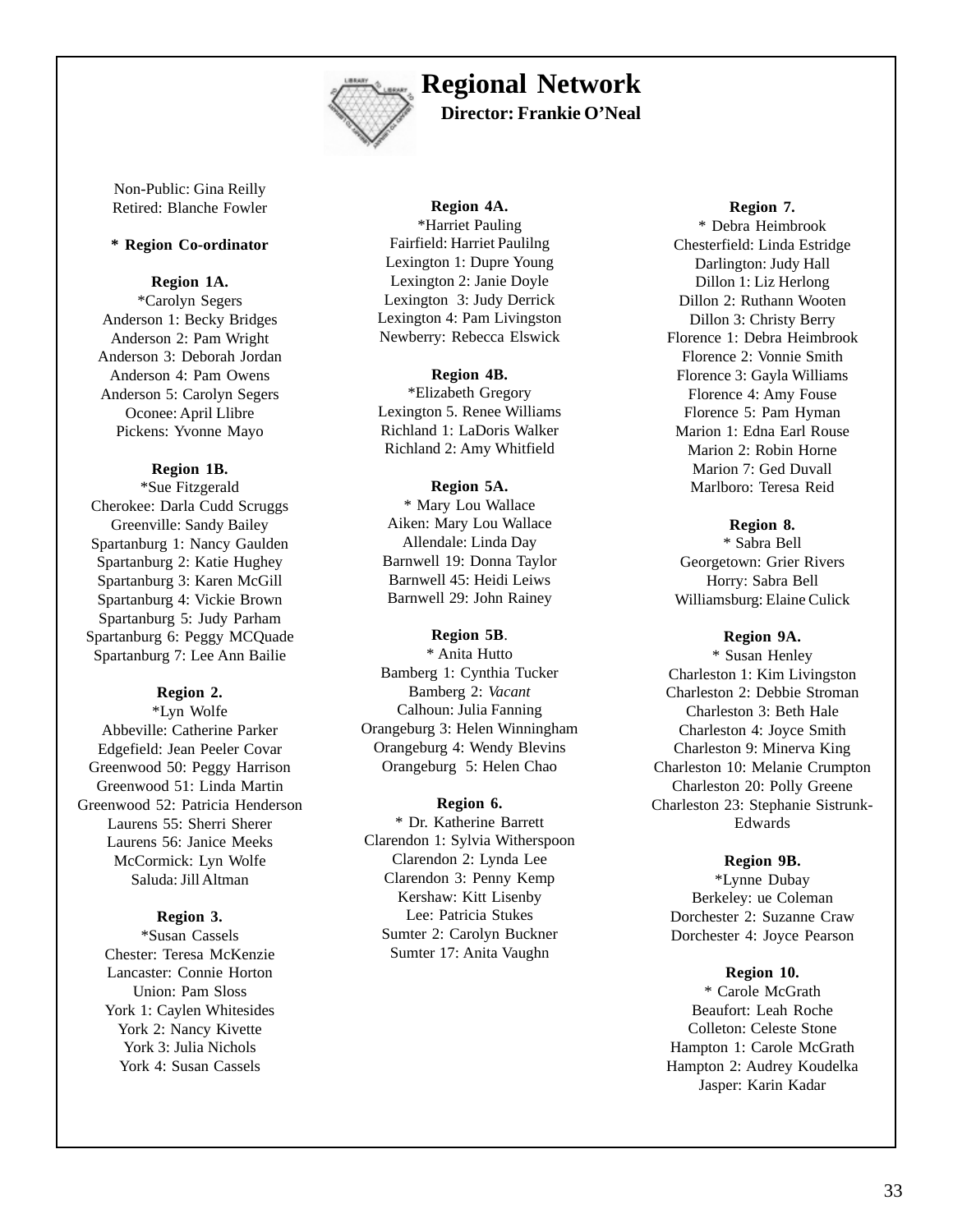# Regional Network

**Director: Frankie O'Neal**

Non-Public: Gina Reilly
Retired: Blanche Fowler

**\* Region Co-ordinator**

**Region 1A.**
*Carolyn Segers
Anderson 1: Becky Bridges
Anderson 2: Pam Wright
Anderson 3: Deborah Jordan
Anderson 4: Pam Owens
Anderson 5: Carolyn Segers
Oconee: April Llibre
Pickens: Yvonne Mayo

**Region 1B.**
*Sue Fitzgerald
Cherokee: Darla Cudd Scruggs
Greenville: Sandy Bailey
Spartanburg 1: Nancy Gaulden
Spartanburg 2: Katie Hughey
Spartanburg 3: Karen McGill
Spartanburg 4: Vickie Brown
Spartanburg 5: Judy Parham
Spartanburg 6: Peggy MCQuade
Spartanburg 7: Lee Ann Bailie

**Region 2.**
*Lyn Wolfe
Abbeville: Catherine Parker
Edgefield: Jean Peeler Covar
Greenwood 50: Peggy Harrison
Greenwood 51: Linda Martin
Greenwood 52: Patricia Henderson
Laurens 55: Sherri Sherer
Laurens 56: Janice Meeks
McCormick: Lyn Wolfe
Saluda: Jill Altman

**Region 3.**
*Susan Cassels
Chester: Teresa McKenzie
Lancaster: Connie Horton
Union: Pam Sloss
York 1: Caylen Whitesides
York 2: Nancy Kivette
York 3: Julia Nichols
York 4: Susan Cassels

**Region 4A.**
*Harriet Pauling
Fairfield: Harriet Paulilng
Lexington 1: Dupre Young
Lexington 2: Janie Doyle
Lexington 3: Judy Derrick
Lexington 4: Pam Livingston
Newberry: Rebecca Elswick

**Region 4B.**
*Elizabeth Gregory
Lexington 5. Renee Williams
Richland 1: LaDoris Walker
Richland 2: Amy Whitfield

**Region 5A.**
* Mary Lou Wallace
Aiken: Mary Lou Wallace
Allendale: Linda Day
Barnwell 19: Donna Taylor
Barnwell 45: Heidi Leiws
Barnwell 29: John Rainey

**Region 5B**.
* Anita Hutto
Bamberg 1: Cynthia Tucker
Bamberg 2: *Vacant*
Calhoun: Julia Fanning
Orangeburg 3: Helen Winningham
Orangeburg 4: Wendy Blevins
Orangeburg 5: Helen Chao

**Region 6.**
* Dr. Katherine Barrett
Clarendon 1: Sylvia Witherspoon
Clarendon 2: Lynda Lee
Clarendon 3: Penny Kemp
Kershaw: Kitt Lisenby
Lee: Patricia Stukes
Sumter 2: Carolyn Buckner
Sumter 17: Anita Vaughn

**Region 7.**
* Debra Heimbrook
Chesterfield: Linda Estridge
Darlington: Judy Hall
Dillon 1: Liz Herlong
Dillon 2: Ruthann Wooten
Dillon 3: Christy Berry
Florence 1: Debra Heimbrook
Florence 2: Vonnie Smith
Florence 3: Gayla Williams
Florence 4: Amy Fouse
Florence 5: Pam Hyman
Marion 1: Edna Earl Rouse
Marion 2: Robin Horne
Marion 7: Ged Duvall
Marlboro: Teresa Reid

**Region 8.**
* Sabra Bell
Georgetown: Grier Rivers
Horry: Sabra Bell
Williamsburg: Elaine Culick

**Region 9A.**
* Susan Henley
Charleston 1: Kim Livingston
Charleston 2: Debbie Stroman
Charleston 3: Beth Hale
Charleston 4: Joyce Smith
Charleston 9: Minerva King
Charleston 10: Melanie Crumpton
Charleston 20: Polly Greene
Charleston 23: Stephanie Sistrunk-Edwards

**Region 9B.**
*Lynne Dubay
Berkeley: ue Coleman
Dorchester 2: Suzanne Craw
Dorchester 4: Joyce Pearson

**Region 10.**
* Carole McGrath
Beaufort: Leah Roche
Colleton: Celeste Stone
Hampton 1: Carole McGrath
Hampton 2: Audrey Koudelka
Jasper: Karin Kadar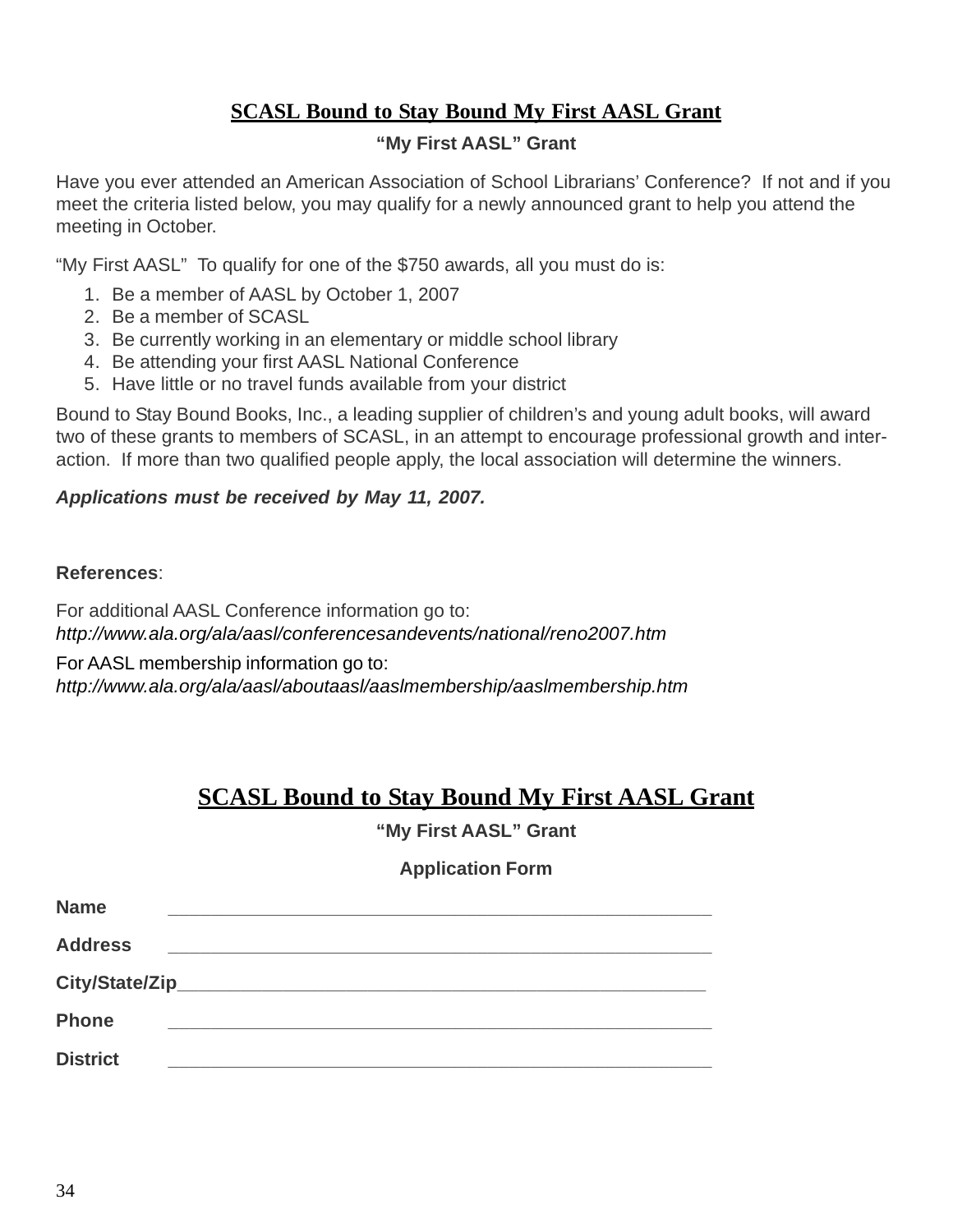## SCASL Bound to Stay Bound My First AASL Grant

**"My First AASL" Grant**

Have you ever attended an American Association of School Librarians' Conference? If not and if you meet the criteria listed below, you may qualify for a newly announced grant to help you attend the meeting in October.

"My First AASL" To qualify for one of the $750 awards, all you must do is:

1. Be a member of AASL by October 1, 2007
2. Be a member of SCASL
3. Be currently working in an elementary or middle school library
4. Be attending your first AASL National Conference
5. Have little or no travel funds available from your district

Bound to Stay Bound Books, Inc., a leading supplier of children's and young adult books, will award two of these grants to members of SCASL, in an attempt to encourage professional growth and interaction. If more than two qualified people apply, the local association will determine the winners.

***Applications must be received by May 11, 2007.***

**References**:

For additional AASL Conference information go to:
*http://www.ala.org/ala/aasl/conferencesandevents/national/reno2007.htm*

For AASL membership information go to:
*http://www.ala.org/ala/aasl/aboutaasl/aaslmembership/aaslmembership.htm*

## SCASL Bound to Stay Bound My First AASL Grant

**"My First AASL" Grant**

**Application Form**

**Name** ________________________________________________________

**Address** ________________________________________________________

**City/State/Zip**______________________________________________________

**Phone** ________________________________________________________

**District** ________________________________________________________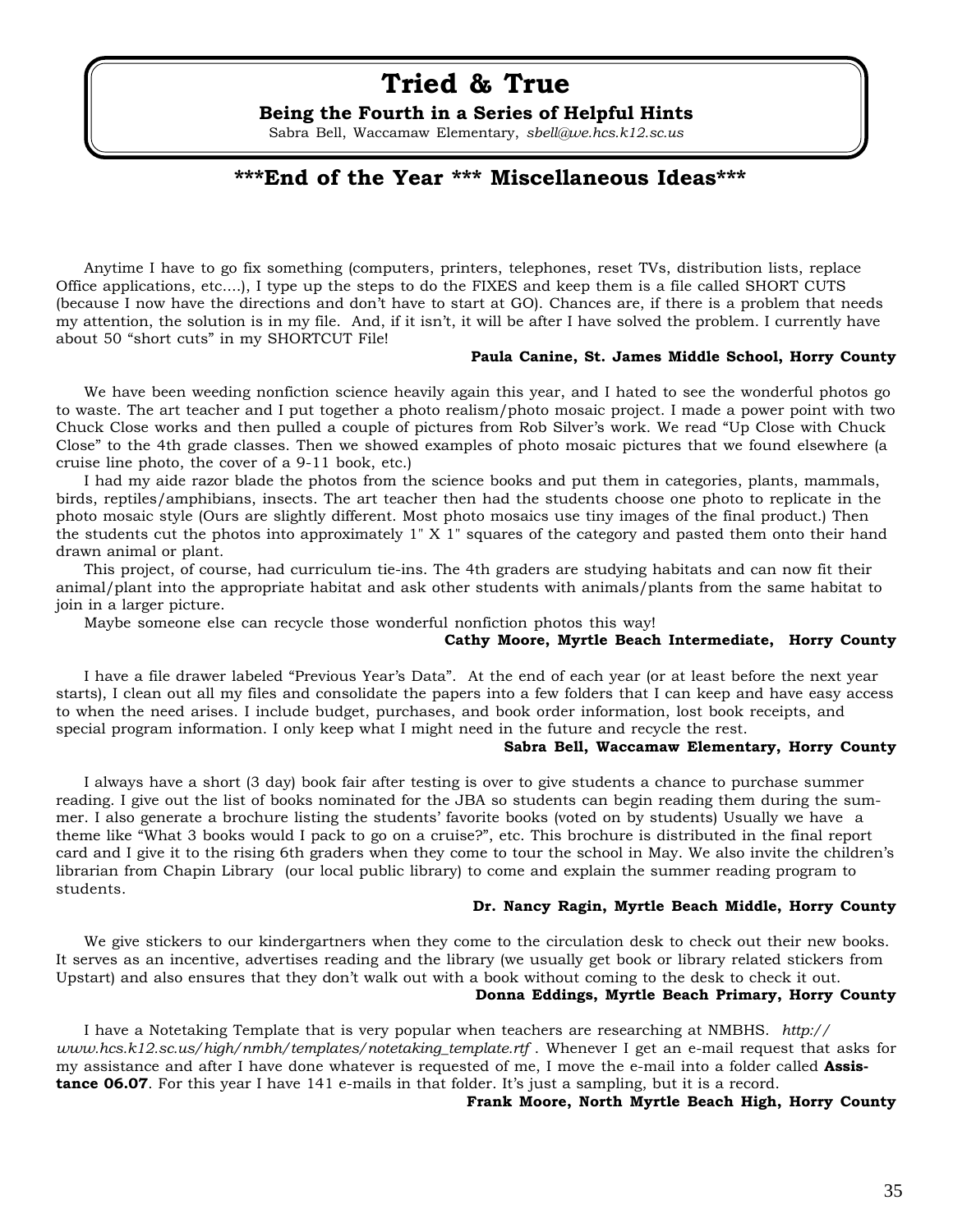# Tried & True

**Being the Fourth in a Series of Helpful Hints**

Sabra Bell, Waccamaw Elementary, *sbell@we.hcs.k12.sc.us*

## \*\*\*End of the Year \*\*\* Miscellaneous Ideas\*\*\*

Anytime I have to go fix something (computers, printers, telephones, reset TVs, distribution lists, replace Office applications, etc....), I type up the steps to do the FIXES and keep them is a file called SHORT CUTS (because I now have the directions and don't have to start at GO). Chances are, if there is a problem that needs my attention, the solution is in my file. And, if it isn't, it will be after I have solved the problem. I currently have about 50 "short cuts" in my SHORTCUT File!

**Paula Canine, St. James Middle School, Horry County**

We have been weeding nonfiction science heavily again this year, and I hated to see the wonderful photos go to waste. The art teacher and I put together a photo realism/photo mosaic project. I made a power point with two Chuck Close works and then pulled a couple of pictures from Rob Silver's work. We read "Up Close with Chuck Close" to the 4th grade classes. Then we showed examples of photo mosaic pictures that we found elsewhere (a cruise line photo, the cover of a 9-11 book, etc.)

I had my aide razor blade the photos from the science books and put them in categories, plants, mammals, birds, reptiles/amphibians, insects. The art teacher then had the students choose one photo to replicate in the photo mosaic style (Ours are slightly different. Most photo mosaics use tiny images of the final product.) Then the students cut the photos into approximately 1" X 1" squares of the category and pasted them onto their hand drawn animal or plant.

This project, of course, had curriculum tie-ins. The 4th graders are studying habitats and can now fit their animal/plant into the appropriate habitat and ask other students with animals/plants from the same habitat to join in a larger picture.

Maybe someone else can recycle those wonderful nonfiction photos this way!

**Cathy Moore, Myrtle Beach Intermediate, Horry County**

I have a file drawer labeled "Previous Year's Data". At the end of each year (or at least before the next year starts), I clean out all my files and consolidate the papers into a few folders that I can keep and have easy access to when the need arises. I include budget, purchases, and book order information, lost book receipts, and special program information. I only keep what I might need in the future and recycle the rest.

**Sabra Bell, Waccamaw Elementary, Horry County**

I always have a short (3 day) book fair after testing is over to give students a chance to purchase summer reading. I give out the list of books nominated for the JBA so students can begin reading them during the summer. I also generate a brochure listing the students' favorite books (voted on by students) Usually we have a theme like "What 3 books would I pack to go on a cruise?", etc. This brochure is distributed in the final report card and I give it to the rising 6th graders when they come to tour the school in May. We also invite the children's librarian from Chapin Library (our local public library) to come and explain the summer reading program to students.

**Dr. Nancy Ragin, Myrtle Beach Middle, Horry County**

We give stickers to our kindergartners when they come to the circulation desk to check out their new books. It serves as an incentive, advertises reading and the library (we usually get book or library related stickers from Upstart) and also ensures that they don't walk out with a book without coming to the desk to check it out.

**Donna Eddings, Myrtle Beach Primary, Horry County**

I have a Notetaking Template that is very popular when teachers are researching at NMBHS. *http://www.hcs.k12.sc.us/high/nmbh/templates/notetaking_template.rtf* . Whenever I get an e-mail request that asks for my assistance and after I have done whatever is requested of me, I move the e-mail into a folder called **Assistance 06.07**. For this year I have 141 e-mails in that folder. It's just a sampling, but it is a record.

**Frank Moore, North Myrtle Beach High, Horry County**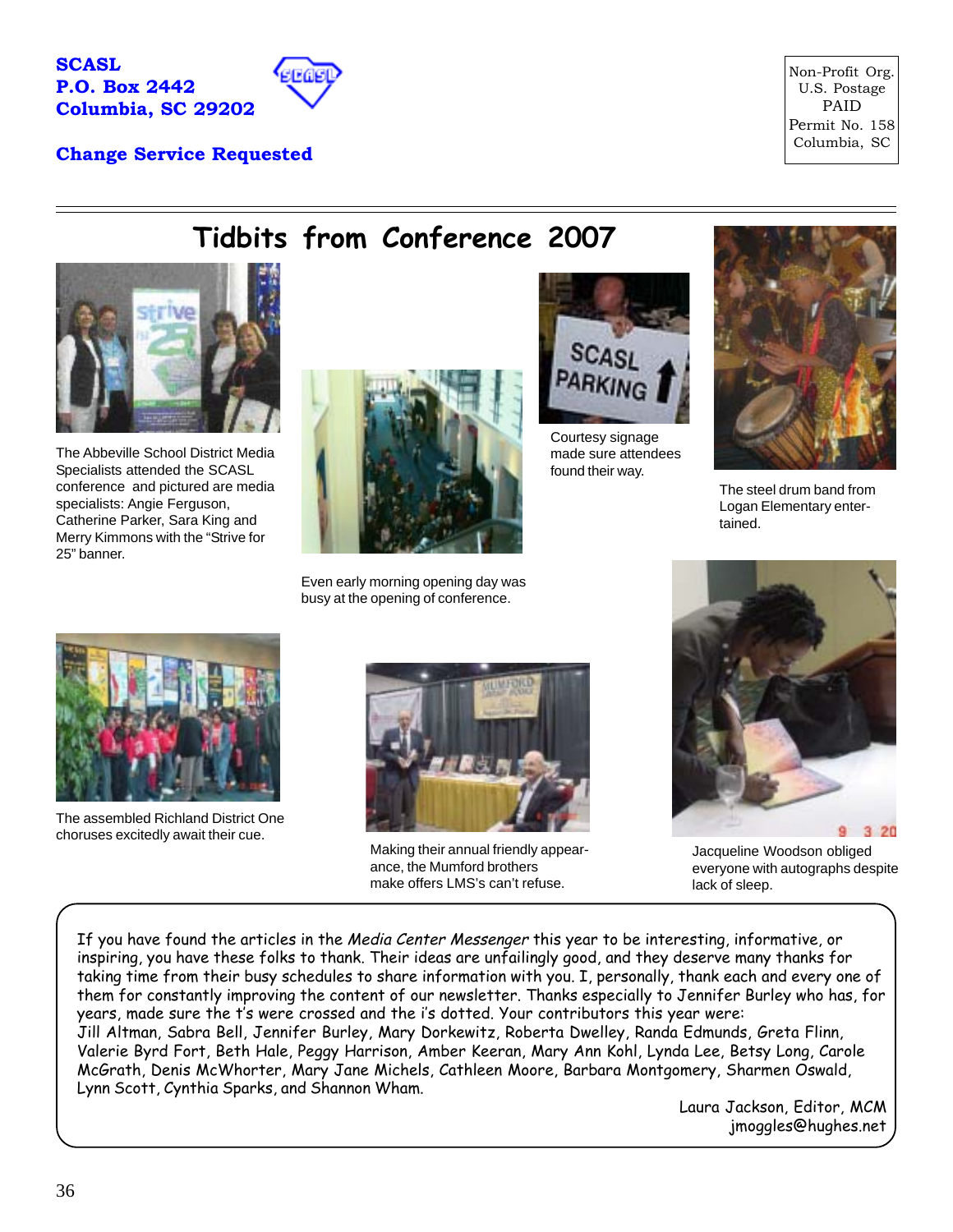**SCASL**
**P.O. Box 2442**
**Columbia, SC 29202**

**Change Service Requested**

Non-Profit Org.
U.S. Postage
PAID
Permit No. 158
Columbia, SC

# Tidbits from Conference 2007

The Abbeville School District Media Specialists attended the SCASL conference and pictured are media specialists: Angie Ferguson, Catherine Parker, Sara King and Merry Kimmons with the "Strive for 25" banner.

Even early morning opening day was busy at the opening of conference.

Courtesy signage made sure attendees found their way.

The steel drum band from Logan Elementary entertained.

The assembled Richland District One choruses excitedly await their cue.

Making their annual friendly appearance, the Mumford brothers make offers LMS's can't refuse.

Jacqueline Woodson obliged everyone with autographs despite lack of sleep.

If you have found the articles in the *Media Center Messenger* this year to be interesting, informative, or inspiring, you have these folks to thank. Their ideas are unfailingly good, and they deserve many thanks for taking time from their busy schedules to share information with you. I, personally, thank each and every one of them for constantly improving the content of our newsletter. Thanks especially to Jennifer Burley who has, for years, made sure the t's were crossed and the i's dotted. Your contributors this year were:
Jill Altman, Sabra Bell, Jennifer Burley, Mary Dorkewitz, Roberta Dwelley, Randa Edmunds, Greta Flinn, Valerie Byrd Fort, Beth Hale, Peggy Harrison, Amber Keeran, Mary Ann Kohl, Lynda Lee, Betsy Long, Carole McGrath, Denis McWhorter, Mary Jane Michels, Cathleen Moore, Barbara Montgomery, Sharmen Oswald, Lynn Scott, Cynthia Sparks, and Shannon Wham.

Laura Jackson, Editor, MCM
jmoggles@hughes.net